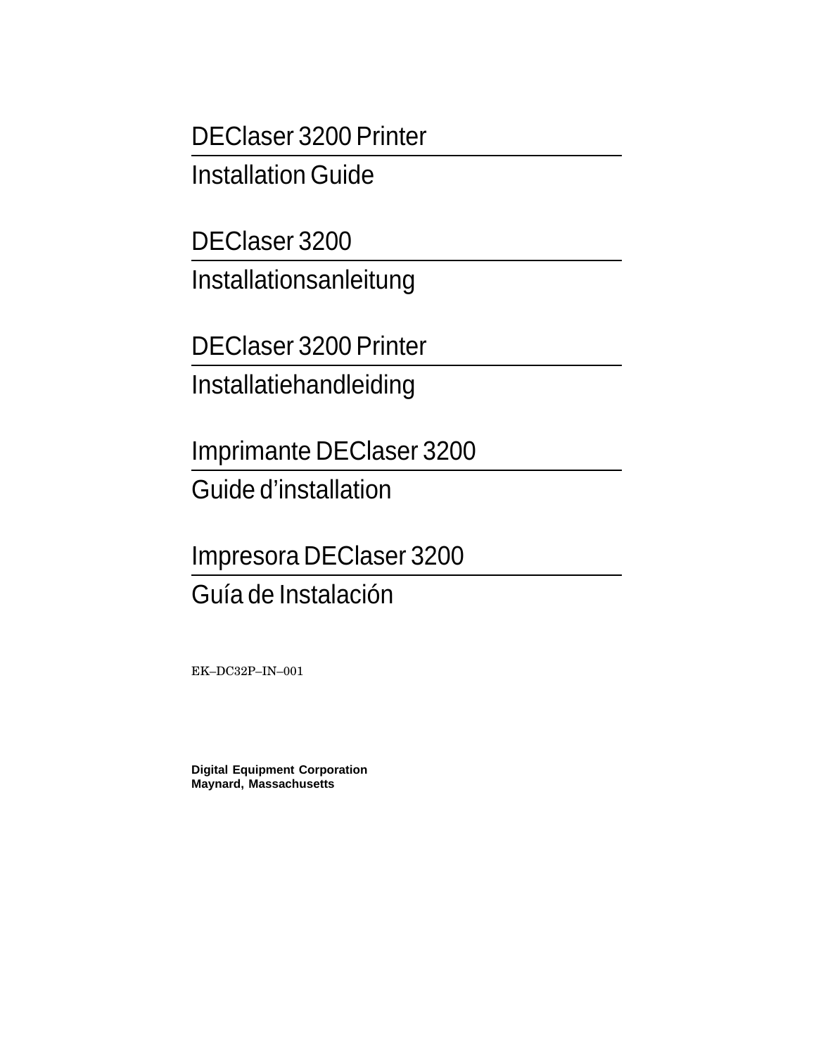# DEClaser 3200 Printer

## Installation Guide

# DEClaser 3200

## Installationsanleitung

# DEClaser 3200 Printer

## Installatiehandleiding

# Imprimante DEClaser 3200

## Guide d’installation

# Impresora DEClaser 3200

## Guía de Instalación

EK–DC32P–IN–001

**Digital Equipment Corporation**
**Maynard, Massachusetts**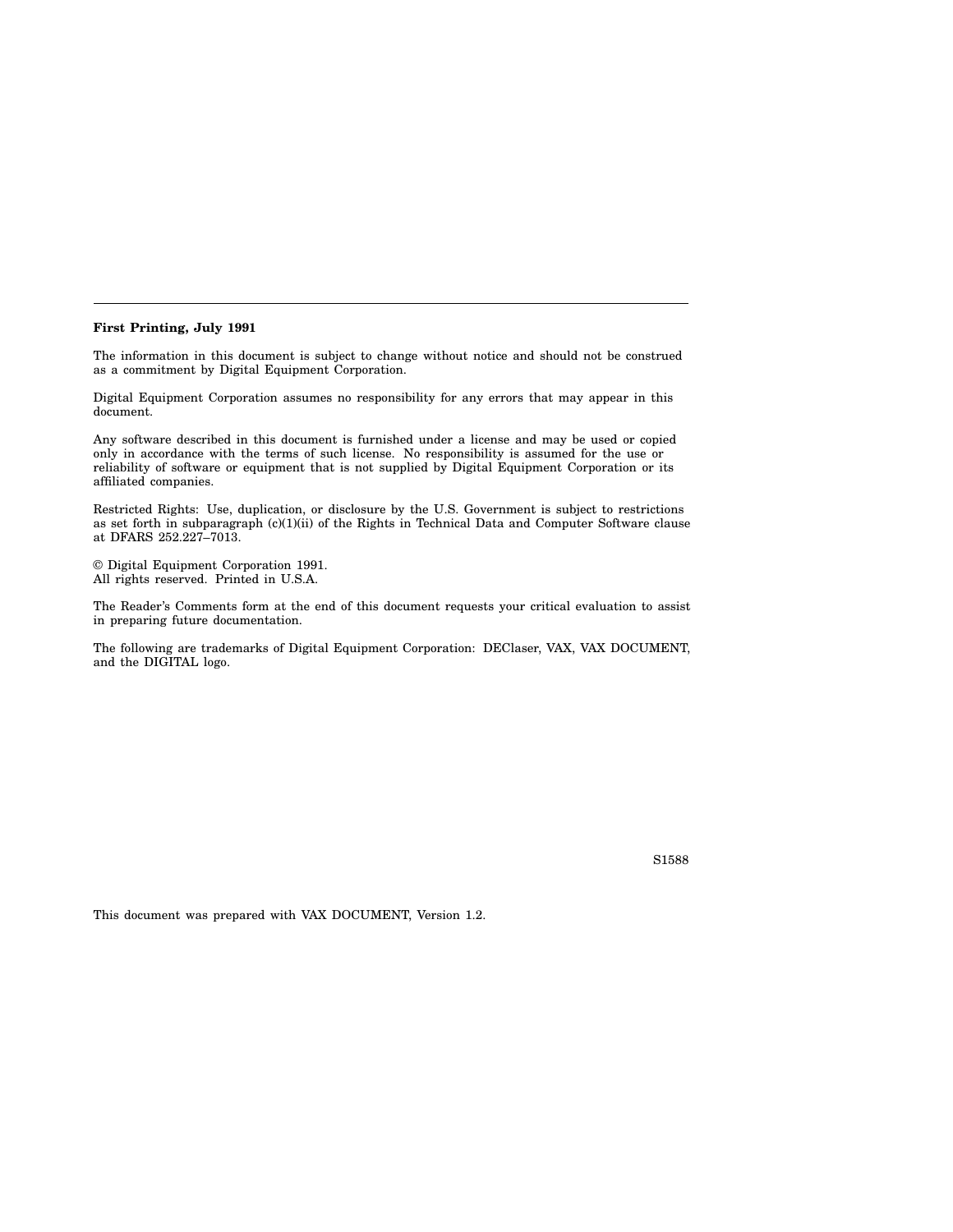**First Printing, July 1991**

The information in this document is subject to change without notice and should not be construed as a commitment by Digital Equipment Corporation.

Digital Equipment Corporation assumes no responsibility for any errors that may appear in this document.

Any software described in this document is furnished under a license and may be used or copied only in accordance with the terms of such license. No responsibility is assumed for the use or reliability of software or equipment that is not supplied by Digital Equipment Corporation or its affiliated companies.

Restricted Rights: Use, duplication, or disclosure by the U.S. Government is subject to restrictions as set forth in subparagraph (c)(1)(ii) of the Rights in Technical Data and Computer Software clause at DFARS 252.227–7013.

© Digital Equipment Corporation 1991.
All rights reserved. Printed in U.S.A.

The Reader's Comments form at the end of this document requests your critical evaluation to assist in preparing future documentation.

The following are trademarks of Digital Equipment Corporation: DEClaser, VAX, VAX DOCUMENT, and the DIGITAL logo.

S1588

This document was prepared with VAX DOCUMENT, Version 1.2.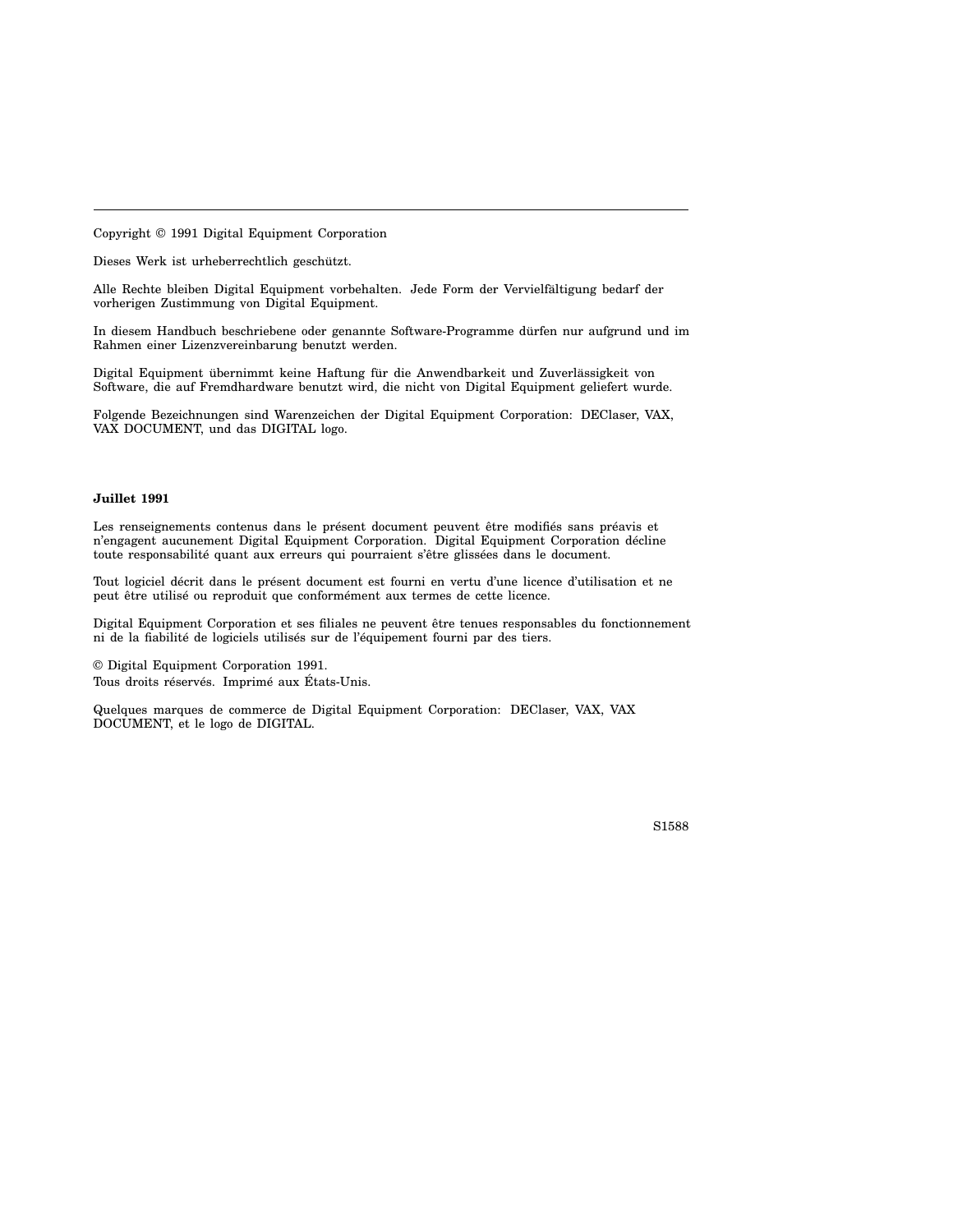---

Copyright © 1991 Digital Equipment Corporation

Dieses Werk ist urheberrechtlich geschützt.

Alle Rechte bleiben Digital Equipment vorbehalten. Jede Form der Vervielfältigung bedarf der vorherigen Zustimmung von Digital Equipment.

In diesem Handbuch beschriebene oder genannte Software-Programme dürfen nur aufgrund und im Rahmen einer Lizenzvereinbarung benutzt werden.

Digital Equipment übernimmt keine Haftung für die Anwendbarkeit und Zuverlässigkeit von Software, die auf Fremdhardware benutzt wird, die nicht von Digital Equipment geliefert wurde.

Folgende Bezeichnungen sind Warenzeichen der Digital Equipment Corporation: DEClaser, VAX, VAX DOCUMENT, und das DIGITAL logo.

**Juillet 1991**

Les renseignements contenus dans le présent document peuvent être modifiés sans préavis et n'engagent aucunement Digital Equipment Corporation. Digital Equipment Corporation décline toute responsabilité quant aux erreurs qui pourraient s'être glissées dans le document.

Tout logiciel décrit dans le présent document est fourni en vertu d'une licence d'utilisation et ne peut être utilisé ou reproduit que conformément aux termes de cette licence.

Digital Equipment Corporation et ses filiales ne peuvent être tenues responsables du fonctionnement ni de la fiabilité de logiciels utilisés sur de l'équipement fourni par des tiers.

© Digital Equipment Corporation 1991.
Tous droits réservés. Imprimé aux États-Unis.

Quelques marques de commerce de Digital Equipment Corporation: DEClaser, VAX, VAX DOCUMENT, et le logo de DIGITAL.

S1588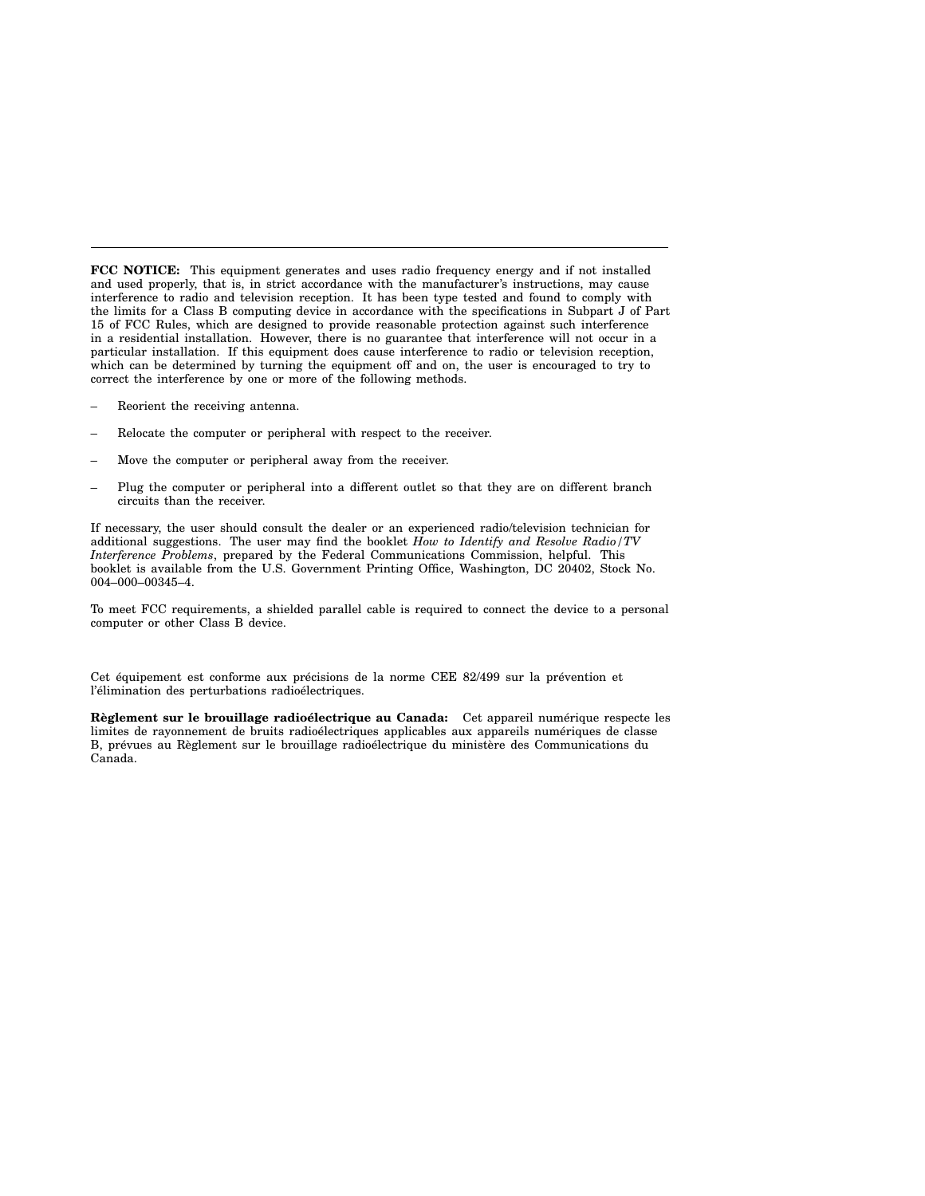---

**FCC NOTICE:** This equipment generates and uses radio frequency energy and if not installed and used properly, that is, in strict accordance with the manufacturer's instructions, may cause interference to radio and television reception. It has been type tested and found to comply with the limits for a Class B computing device in accordance with the specifications in Subpart J of Part 15 of FCC Rules, which are designed to provide reasonable protection against such interference in a residential installation. However, there is no guarantee that interference will not occur in a particular installation. If this equipment does cause interference to radio or television reception, which can be determined by turning the equipment off and on, the user is encouraged to try to correct the interference by one or more of the following methods.

- Reorient the receiving antenna.
- Relocate the computer or peripheral with respect to the receiver.
- Move the computer or peripheral away from the receiver.
- Plug the computer or peripheral into a different outlet so that they are on different branch circuits than the receiver.

If necessary, the user should consult the dealer or an experienced radio/television technician for additional suggestions. The user may find the booklet *How to Identify and Resolve Radio/TV Interference Problems*, prepared by the Federal Communications Commission, helpful. This booklet is available from the U.S. Government Printing Office, Washington, DC 20402, Stock No. 004–000–00345–4.

To meet FCC requirements, a shielded parallel cable is required to connect the device to a personal computer or other Class B device.

Cet équipement est conforme aux précisions de la norme CEE 82/499 sur la prévention et l'élimination des perturbations radioélectriques.

**Règlement sur le brouillage radioélectrique au Canada:** Cet appareil numérique respecte les limites de rayonnement de bruits radioélectriques applicables aux appareils numériques de classe B, prévues au Règlement sur le brouillage radioélectrique du ministère des Communications du Canada.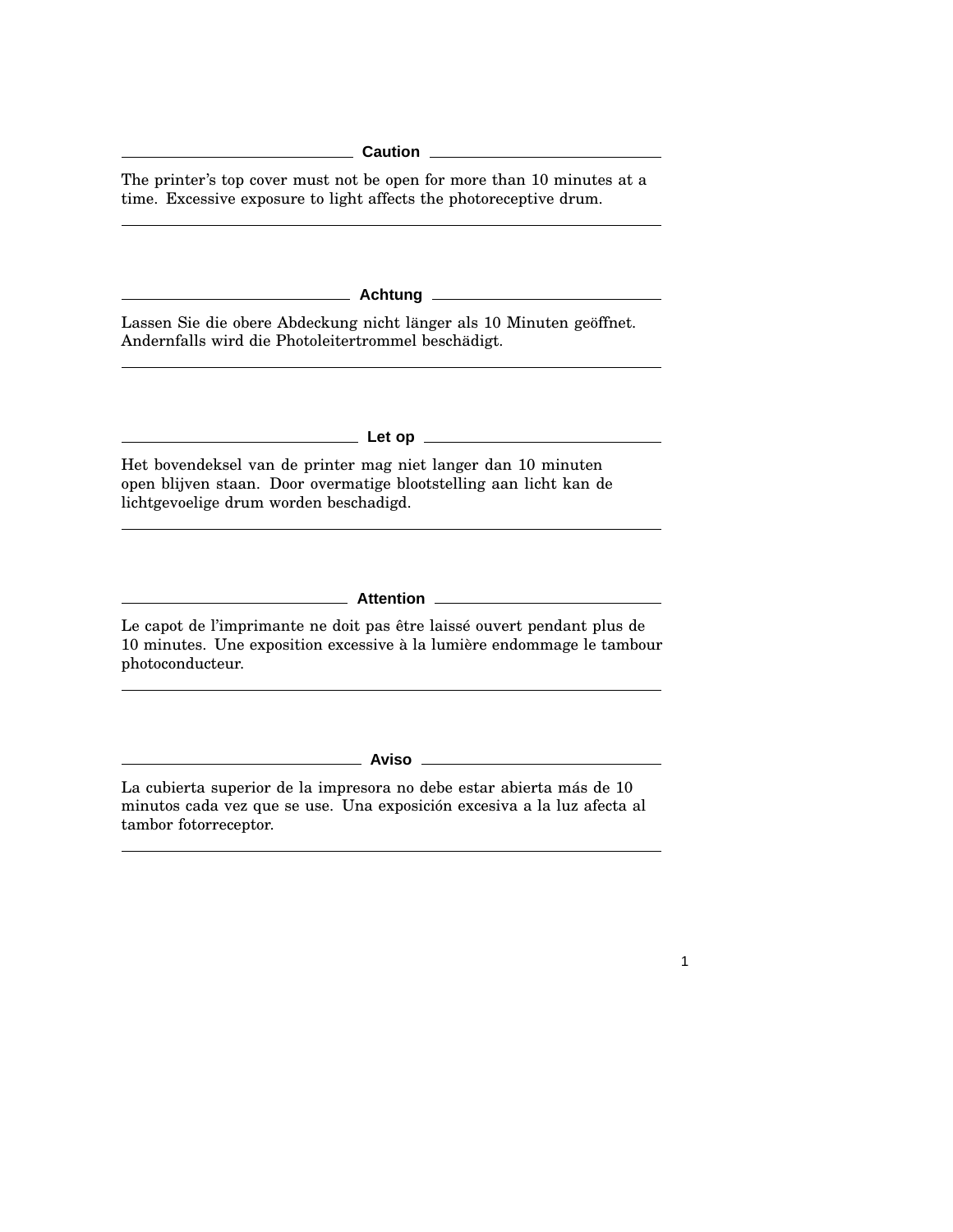**Caution**

The printer’s top cover must not be open for more than 10 minutes at a time. Excessive exposure to light affects the photoreceptive drum.

---

**Achtung**

Lassen Sie die obere Abdeckung nicht länger als 10 Minuten geöffnet. Andernfalls wird die Photoleitertrommel beschädigt.

---

**Let op**

Het bovendeksel van de printer mag niet langer dan 10 minuten open blijven staan. Door overmatige blootstelling aan licht kan de lichtgevoelige drum worden beschadigd.

---

**Attention**

Le capot de l’imprimante ne doit pas être laissé ouvert pendant plus de 10 minutes. Une exposition excessive à la lumière endommage le tambour photoconducteur.

---

**Aviso**

La cubierta superior de la impresora no debe estar abierta más de 10 minutos cada vez que se use. Una exposición excesiva a la luz afecta al tambor fotorreceptor.

---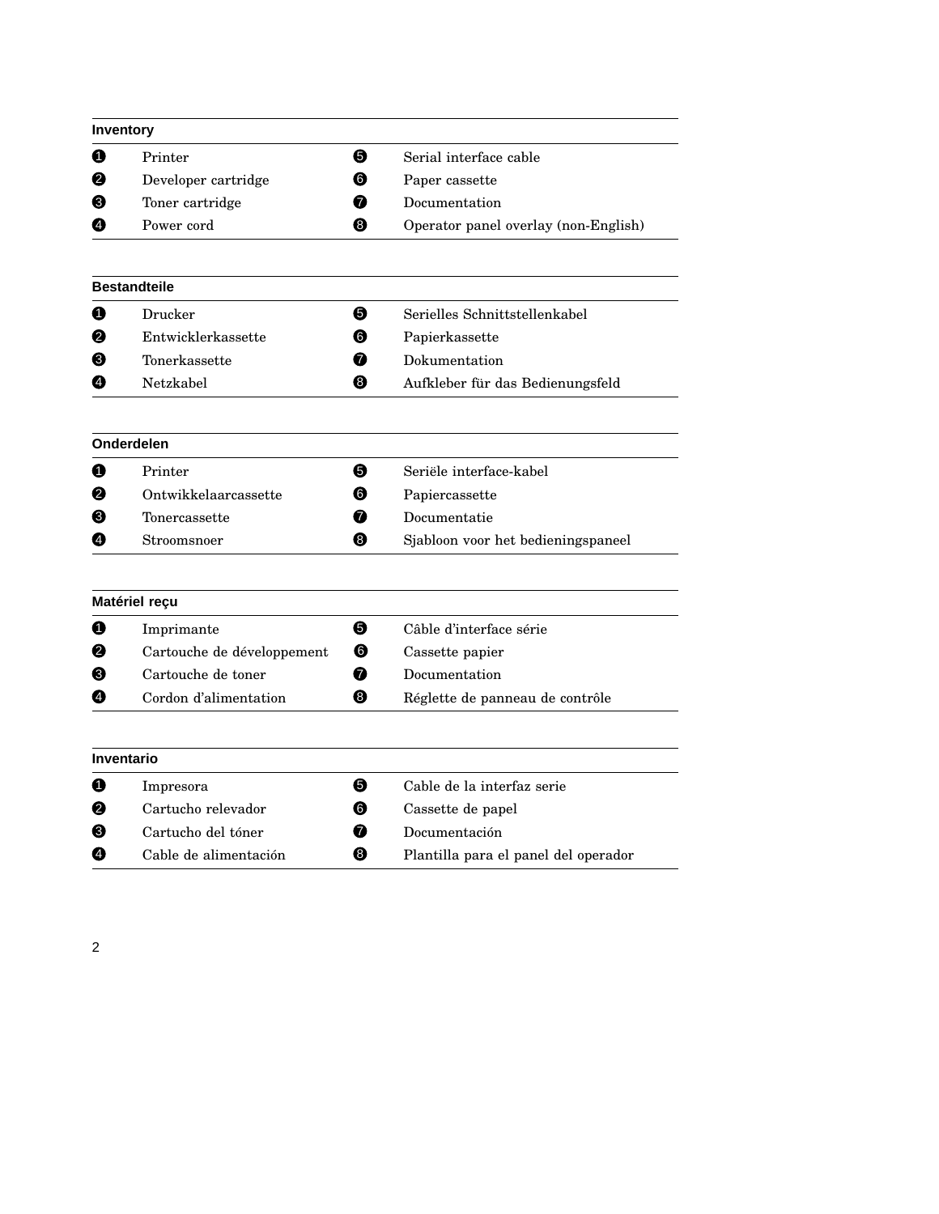**Inventory**

| | | | |
|---|---|---|---|
| ❶ | Printer | ❺ | Serial interface cable |
| ❷ | Developer cartridge | ❻ | Paper cassette |
| ❸ | Toner cartridge | ❼ | Documentation |
| ❹ | Power cord | ❽ | Operator panel overlay (non-English) |

**Bestandteile**

| | | | |
|---|---|---|---|
| ❶ | Drucker | ❺ | Serielles Schnittstellenkabel |
| ❷ | Entwicklerkassette | ❻ | Papierkassette |
| ❸ | Tonerkassette | ❼ | Dokumentation |
| ❹ | Netzkabel | ❽ | Aufkleber für das Bedienungsfeld |

**Onderdelen**

| | | | |
|---|---|---|---|
| ❶ | Printer | ❺ | Seriële interface-kabel |
| ❷ | Ontwikkelaarcassette | ❻ | Papiercassette |
| ❸ | Tonercassette | ❼ | Documentatie |
| ❹ | Stroomsnoer | ❽ | Sjabloon voor het bedieningspaneel |

**Matériel reçu**

| | | | |
|---|---|---|---|
| ❶ | Imprimante | ❺ | Câble d'interface série |
| ❷ | Cartouche de développement | ❻ | Cassette papier |
| ❸ | Cartouche de toner | ❼ | Documentation |
| ❹ | Cordon d'alimentation | ❽ | Réglette de panneau de contrôle |

**Inventario**

| | | | |
|---|---|---|---|
| ❶ | Impresora | ❺ | Cable de la interfaz serie |
| ❷ | Cartucho relevador | ❻ | Cassette de papel |
| ❸ | Cartucho del tóner | ❼ | Documentación |
| ❹ | Cable de alimentación | ❽ | Plantilla para el panel del operador |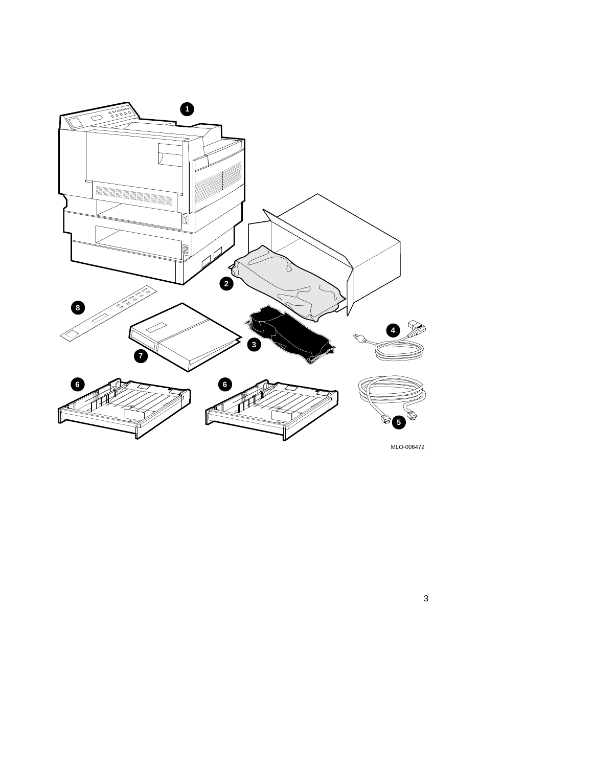MLO-006472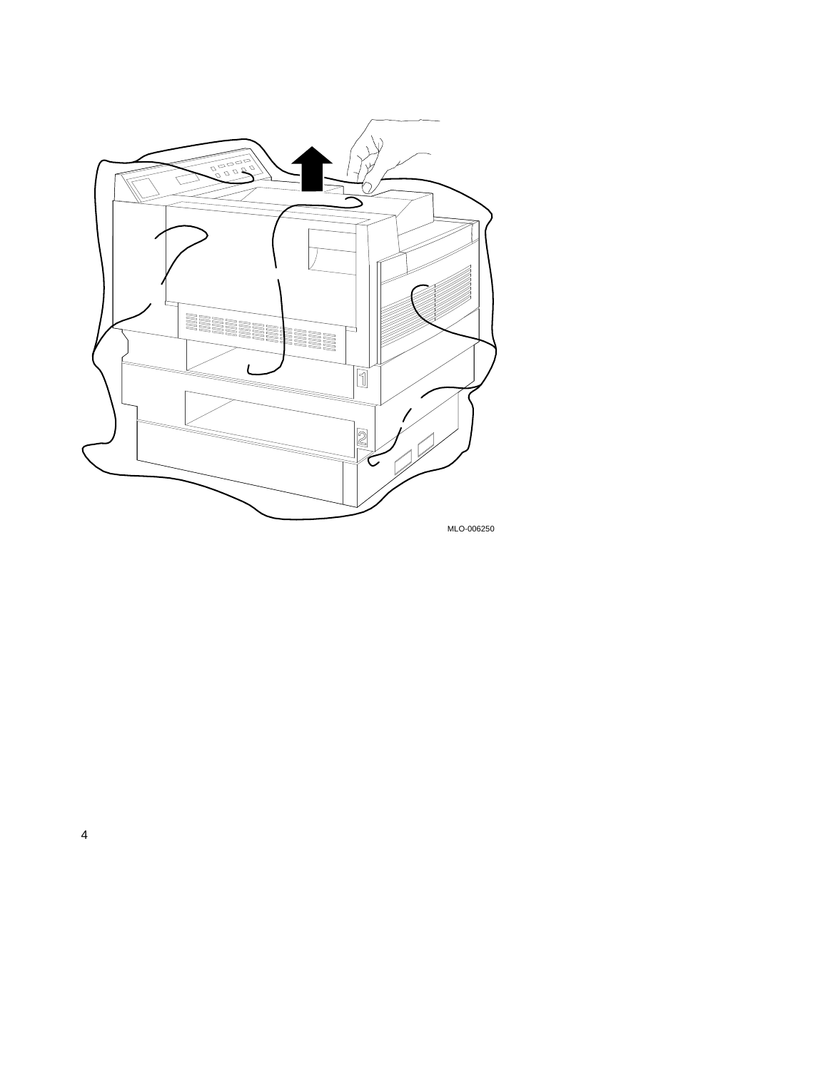MLO-006250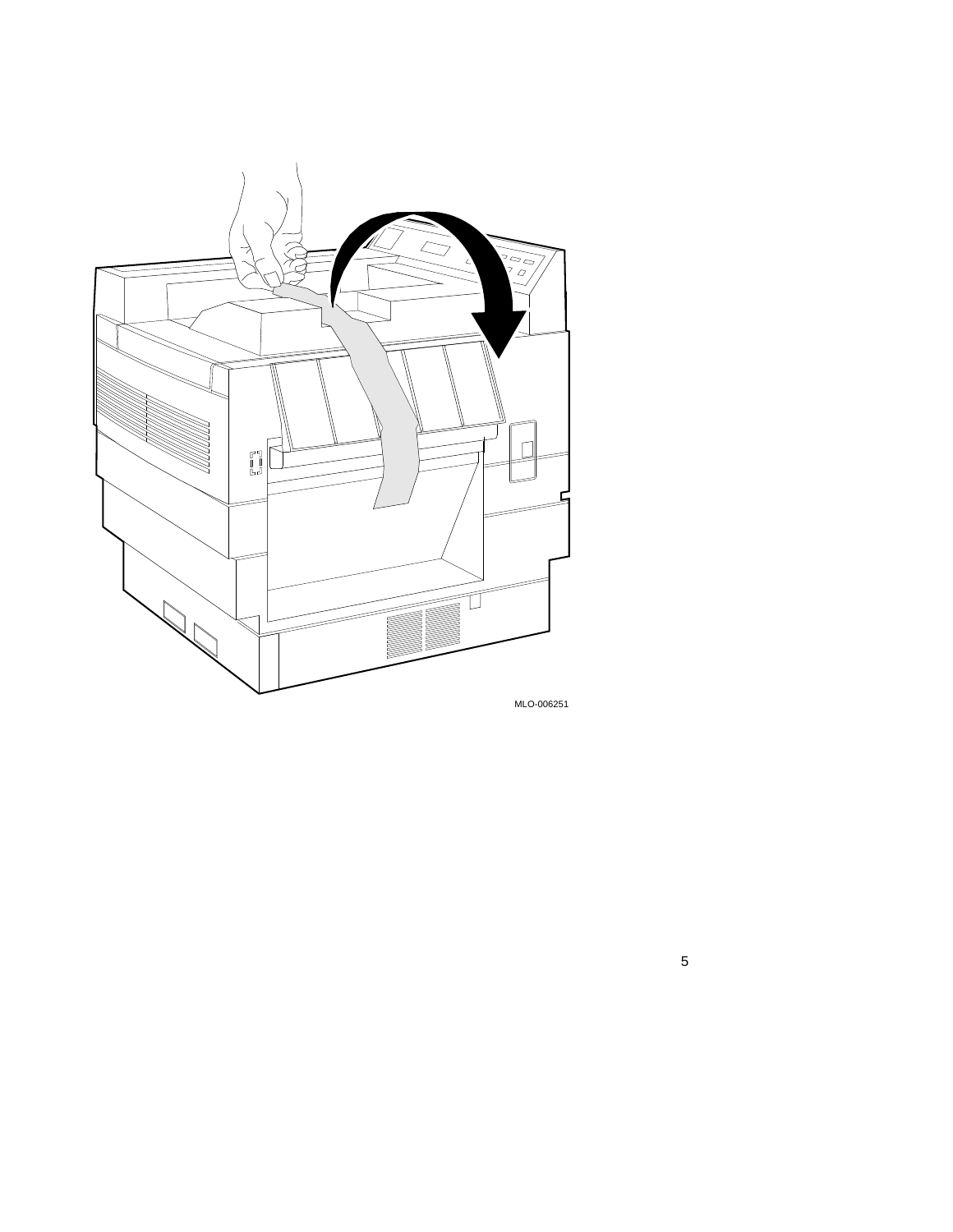MLO-006251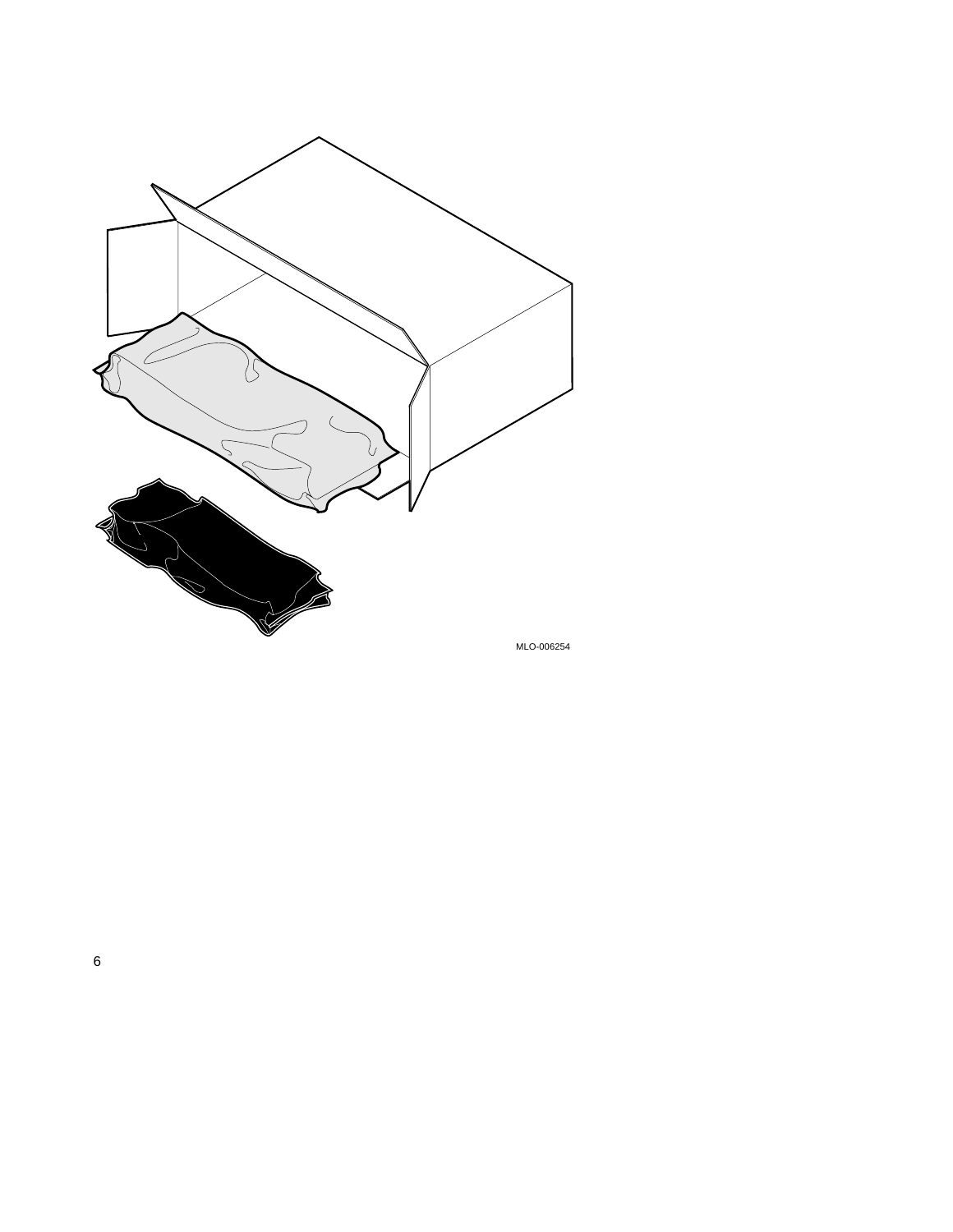MLO-006254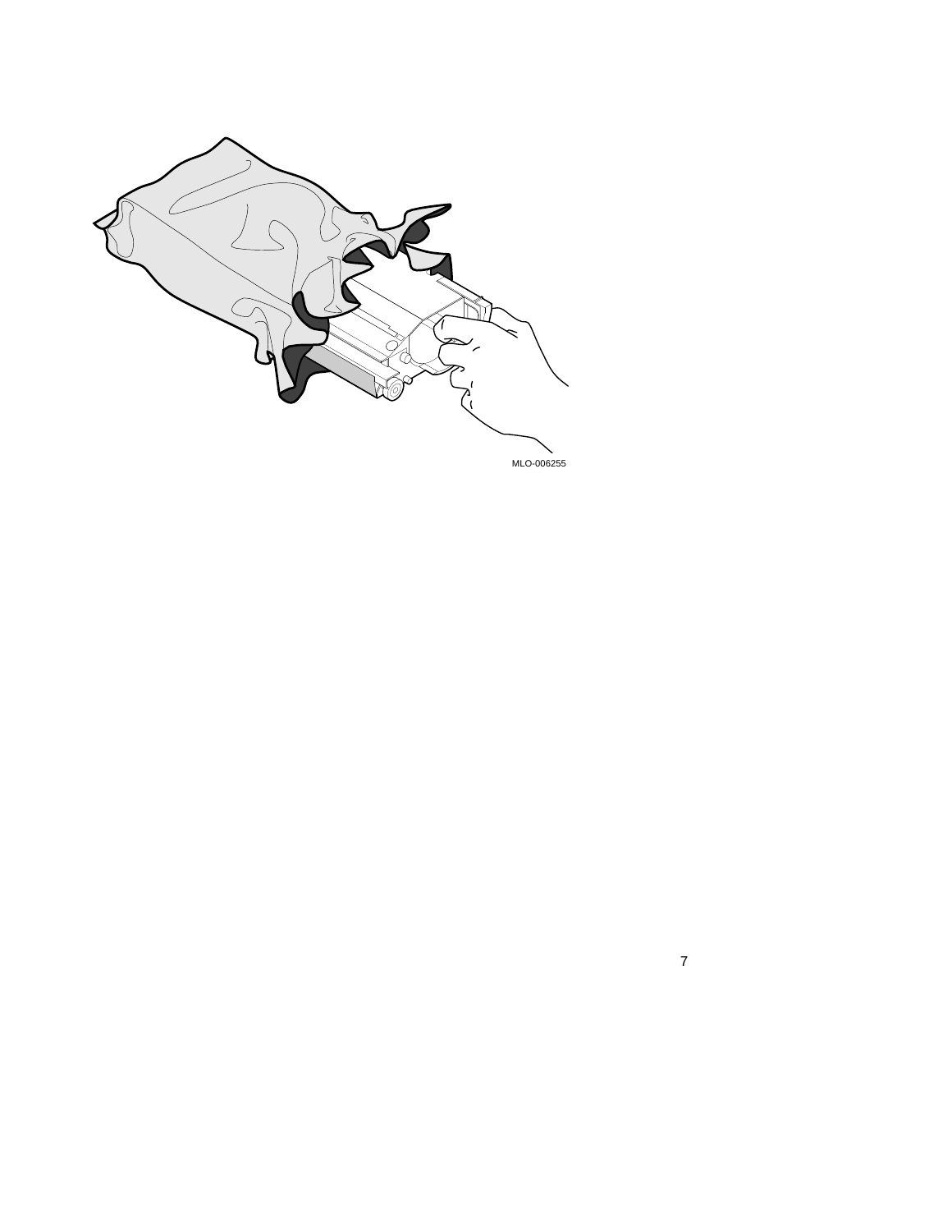MLO-006255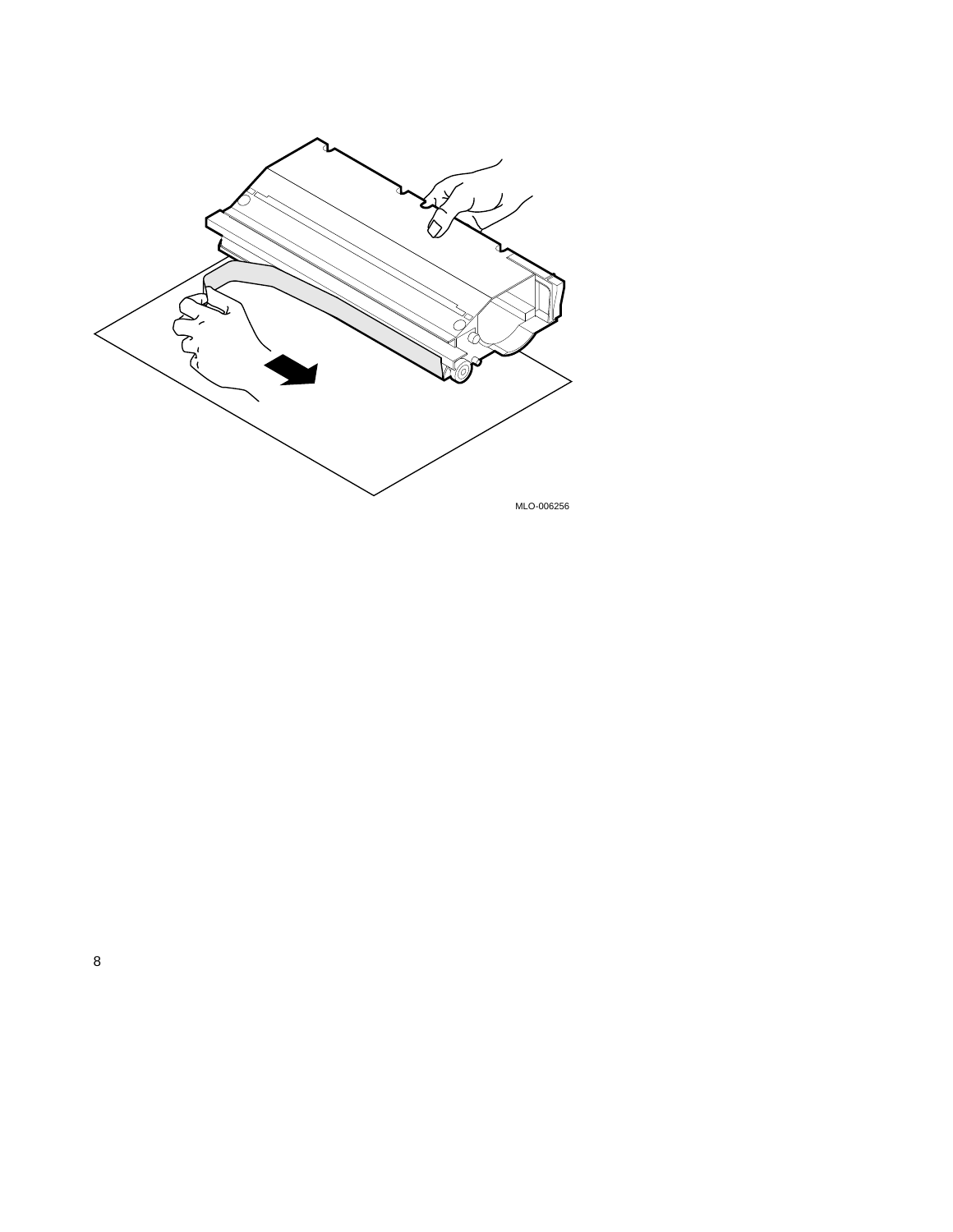MLO-006256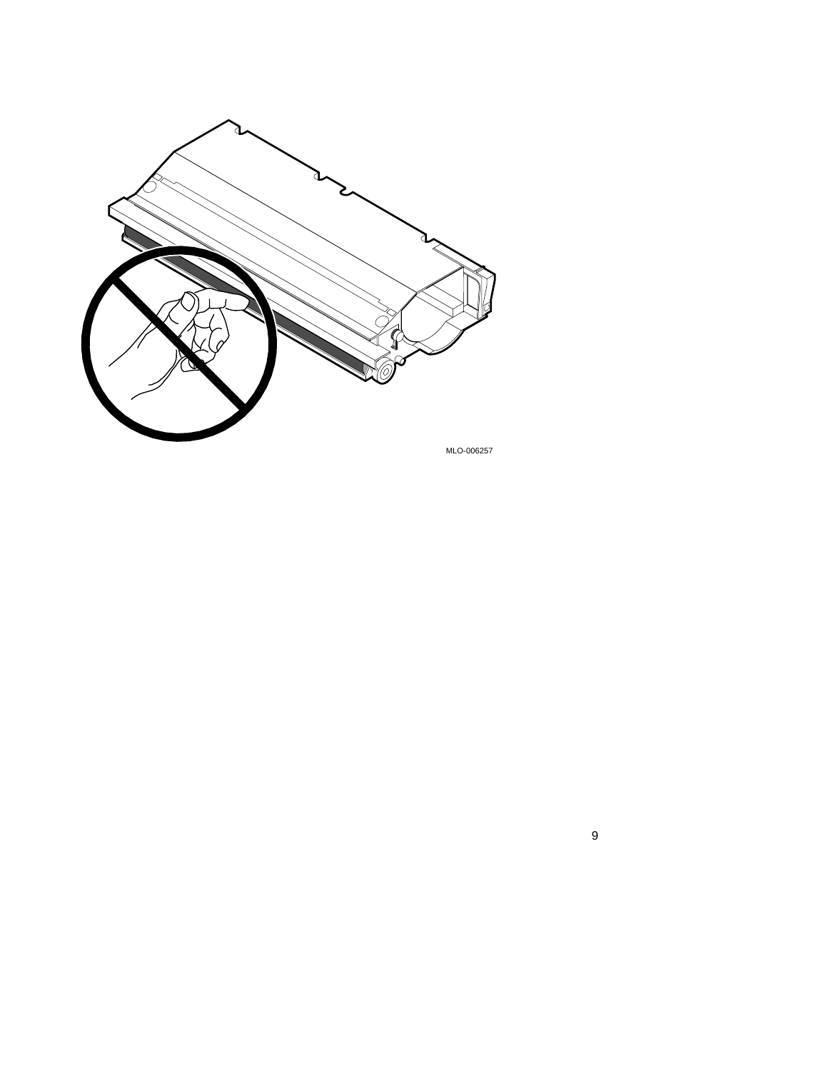MLO-006257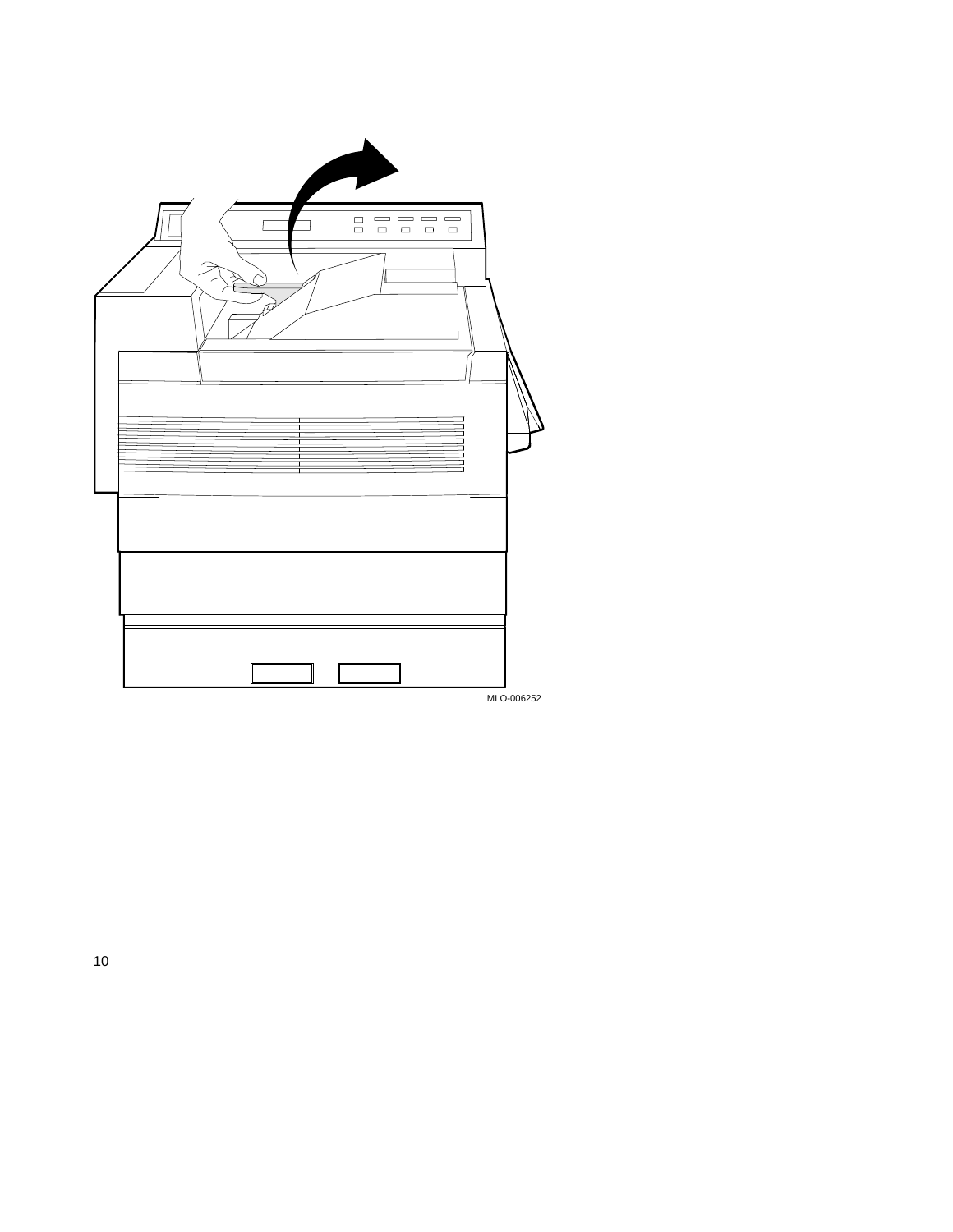MLO-006252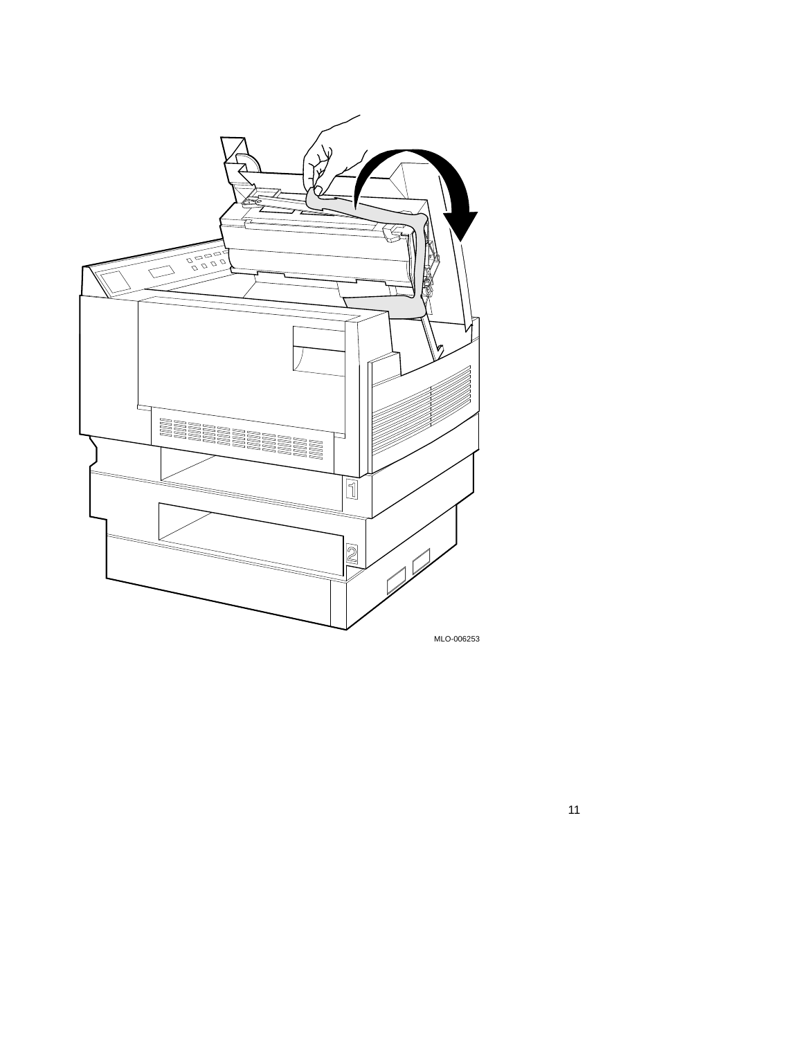MLO-006253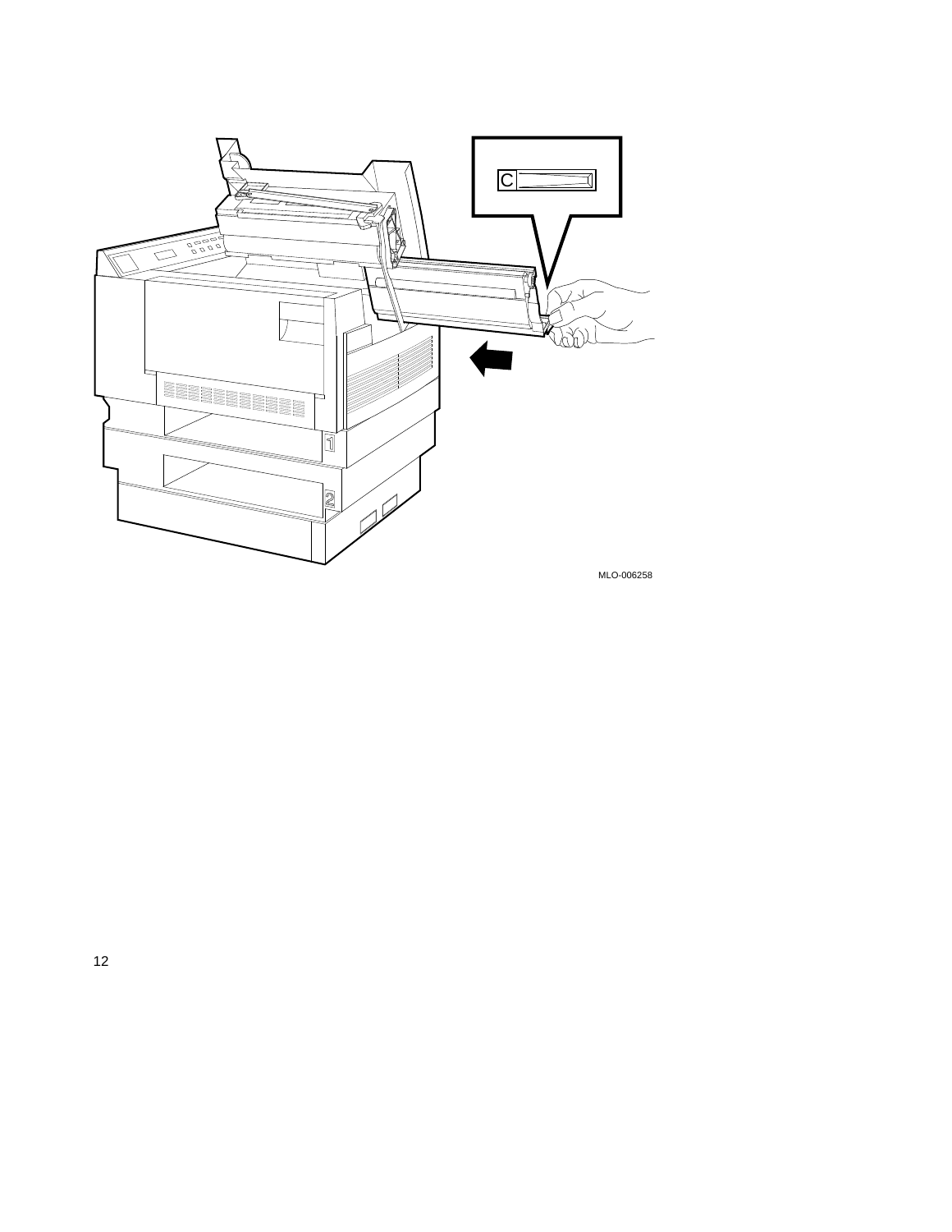MLO-006258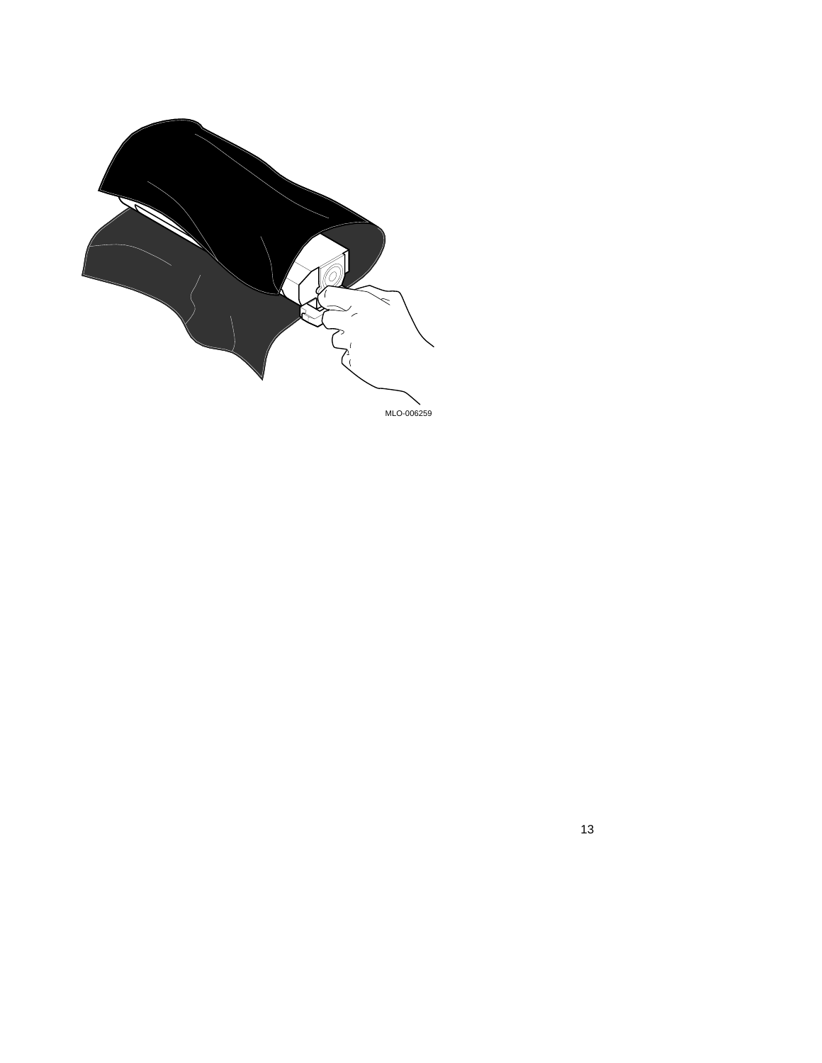MLO-006259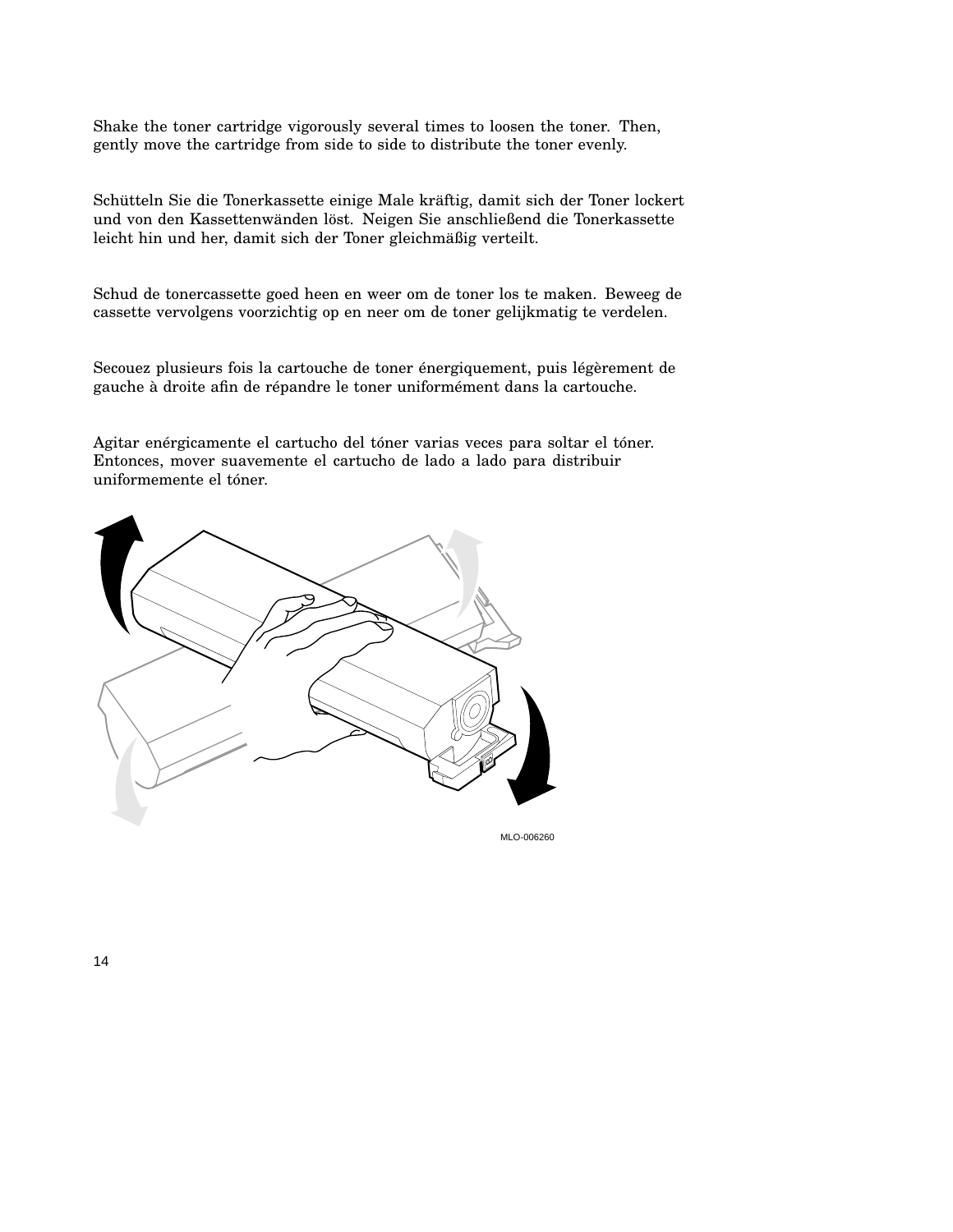Shake the toner cartridge vigorously several times to loosen the toner. Then, gently move the cartridge from side to side to distribute the toner evenly.

Schütteln Sie die Tonerkassette einige Male kräftig, damit sich der Toner lockert und von den Kassettenwänden löst. Neigen Sie anschließend die Tonerkassette leicht hin und her, damit sich der Toner gleichmäßig verteilt.

Schud de tonercassette goed heen en weer om de toner los te maken. Beweeg de cassette vervolgens voorzichtig op en neer om de toner gelijkmatig te verdelen.

Secouez plusieurs fois la cartouche de toner énergiquement, puis légèrement de gauche à droite afin de répandre le toner uniformément dans la cartouche.

Agitar enérgicamente el cartucho del tóner varias veces para soltar el tóner. Entonces, mover suavemente el cartucho de lado a lado para distribuir uniformemente el tóner.

MLO-006260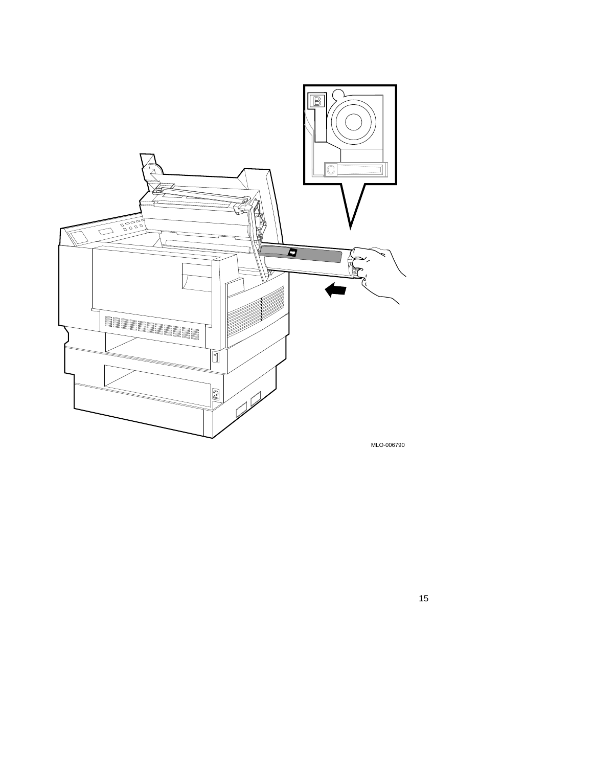MLO-006790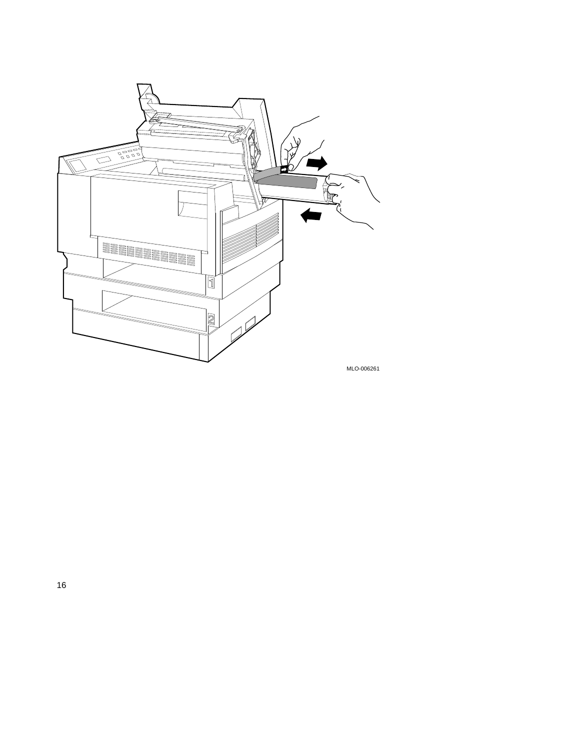MLO-006261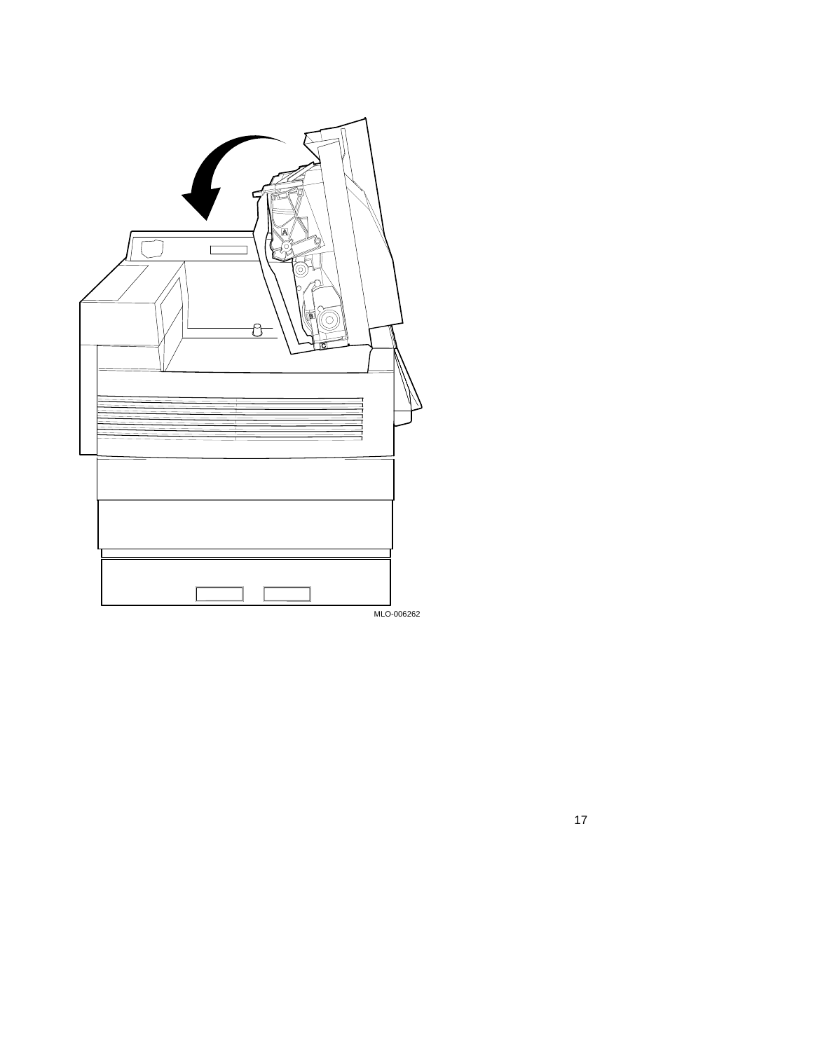MLO-006262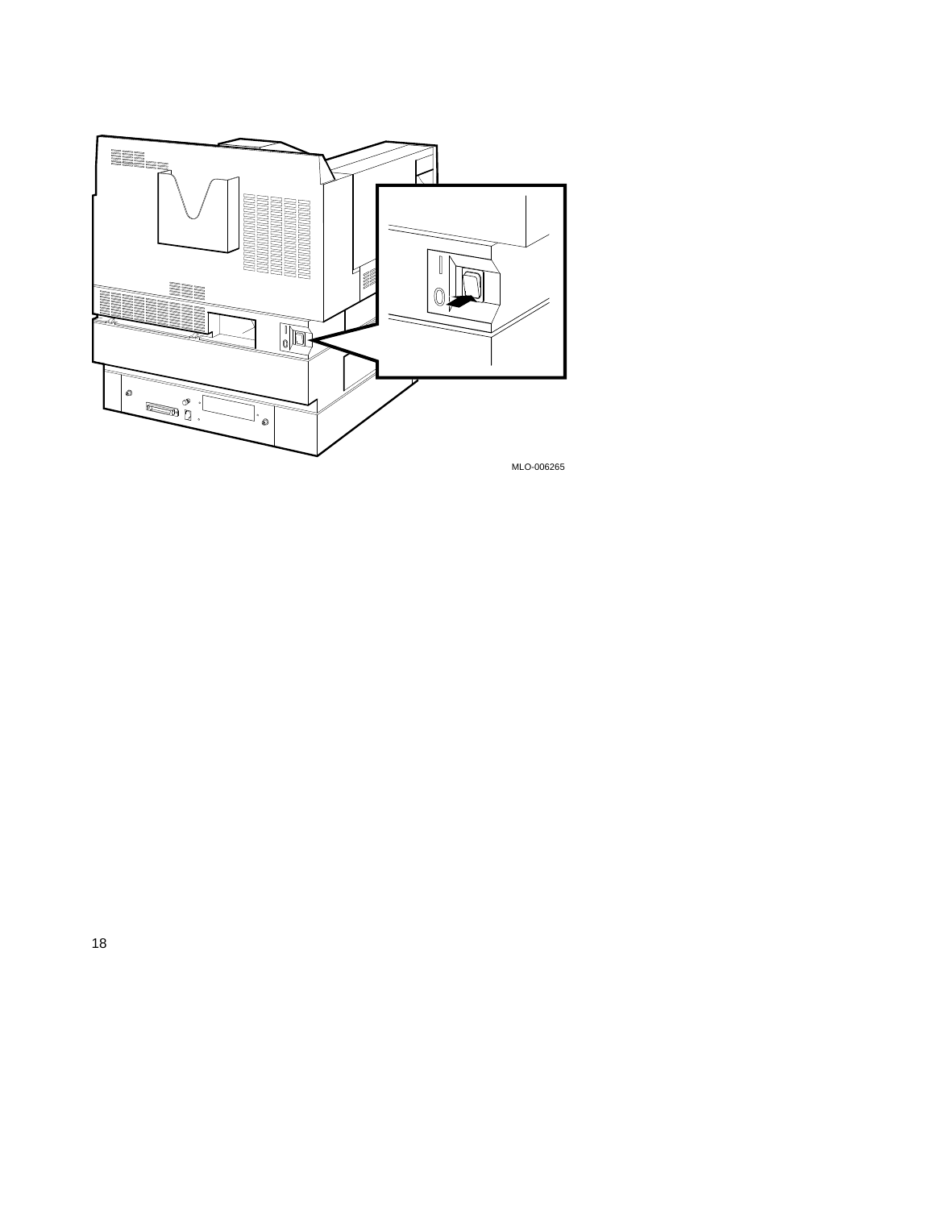MLO-006265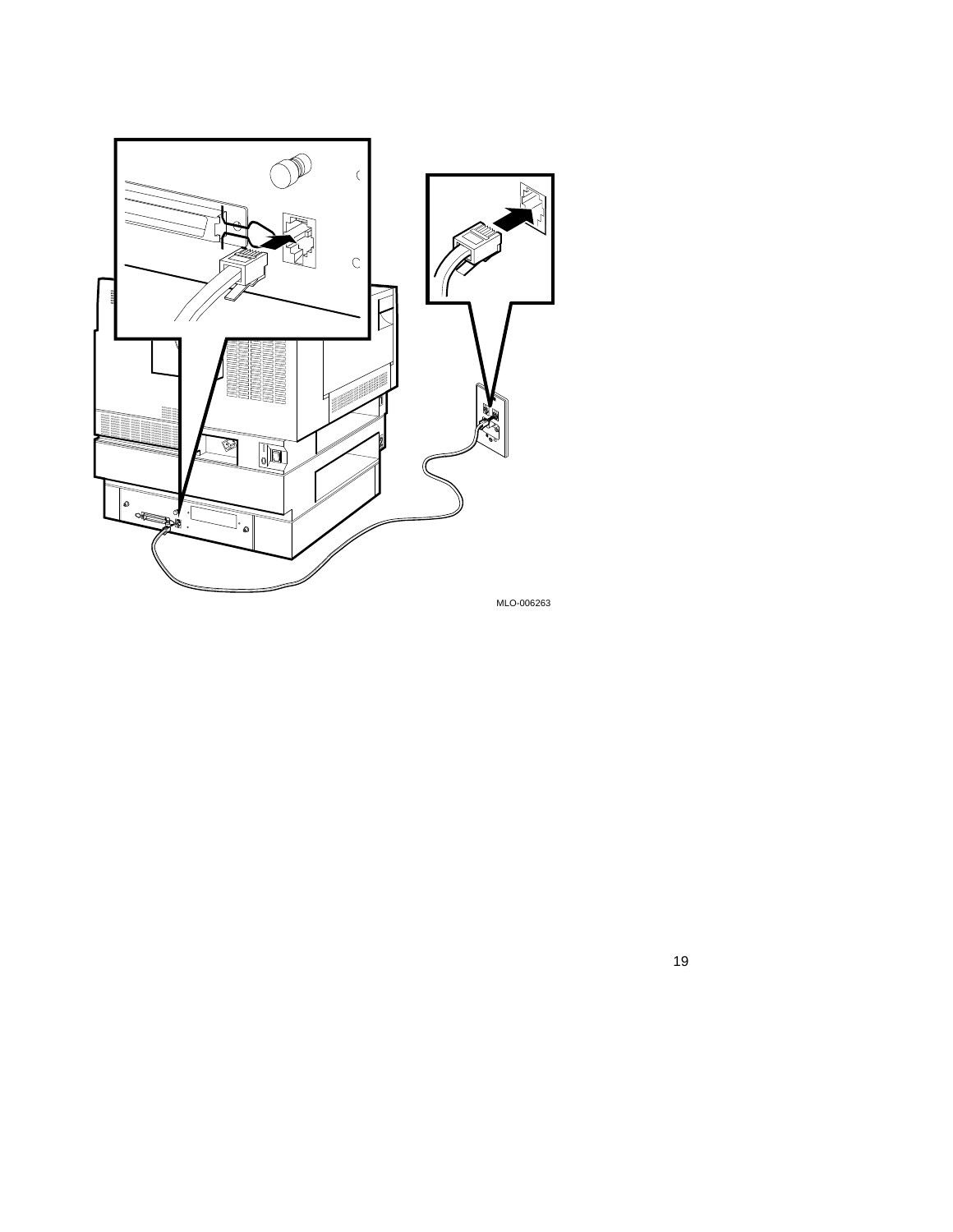MLO-006263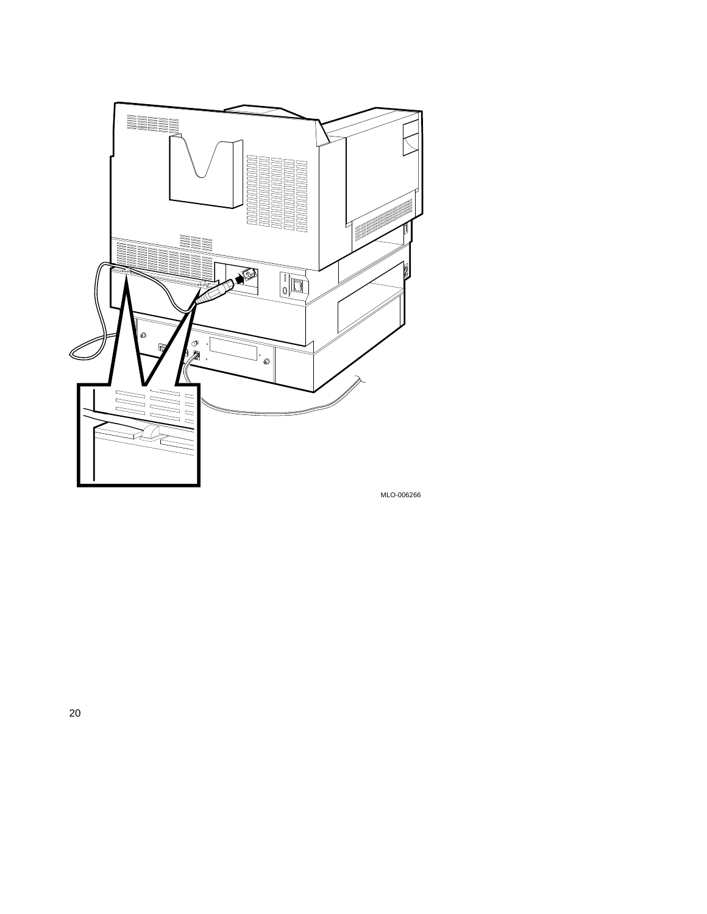MLO-006266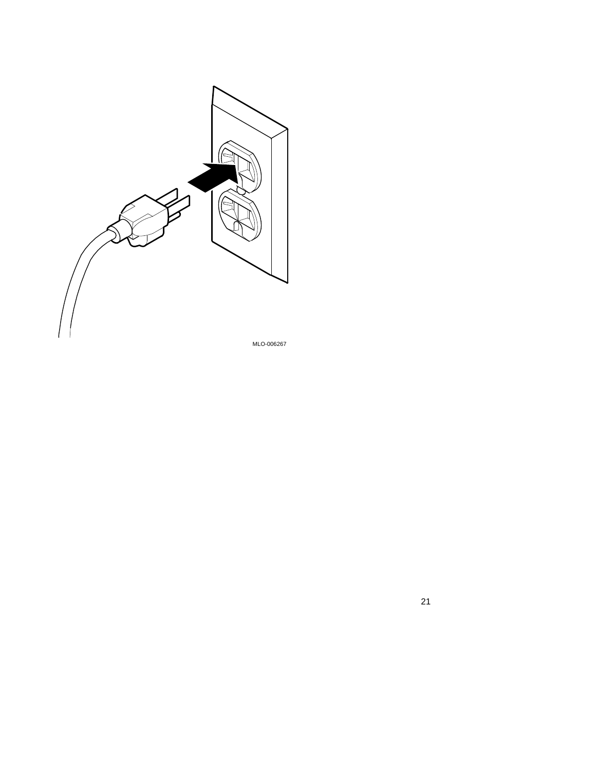MLO-006267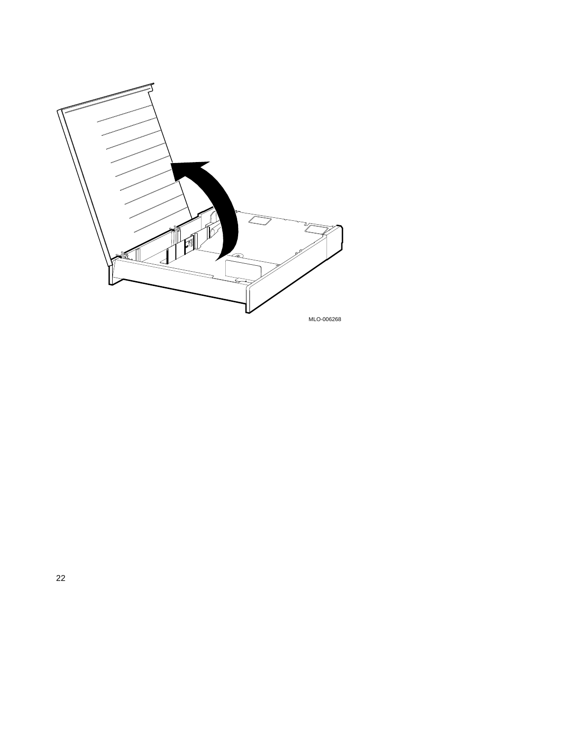MLO-006268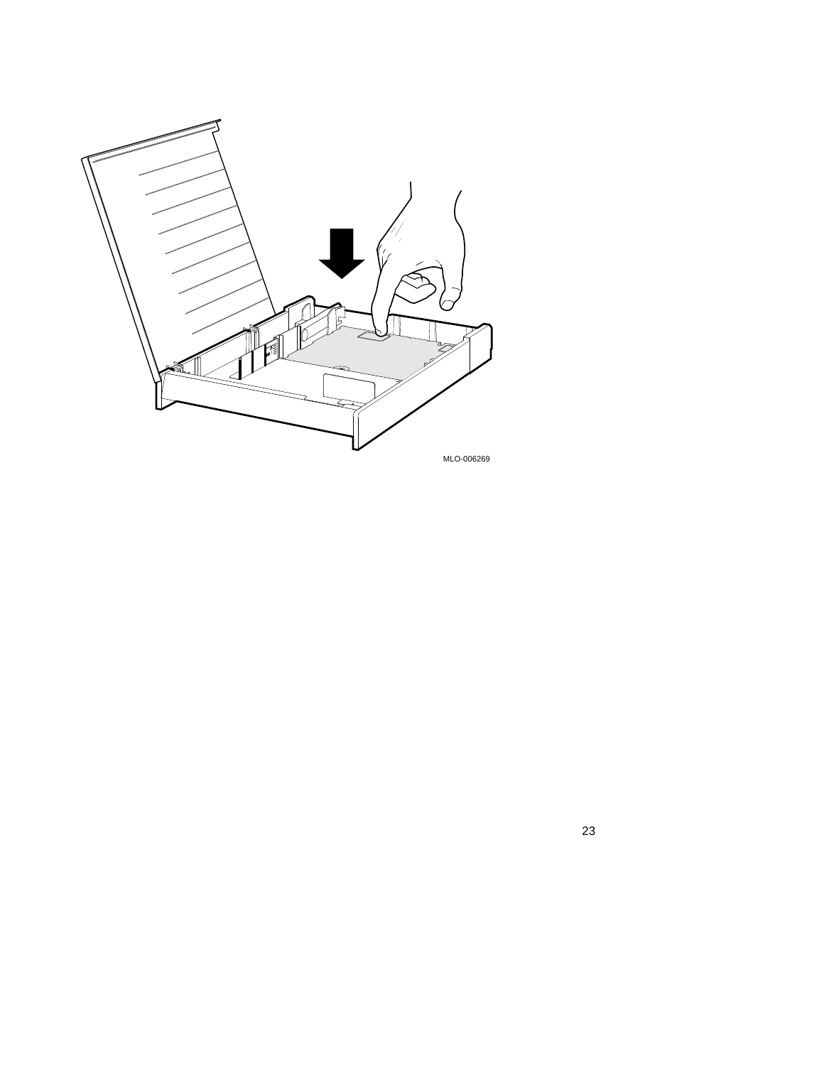MLO-006269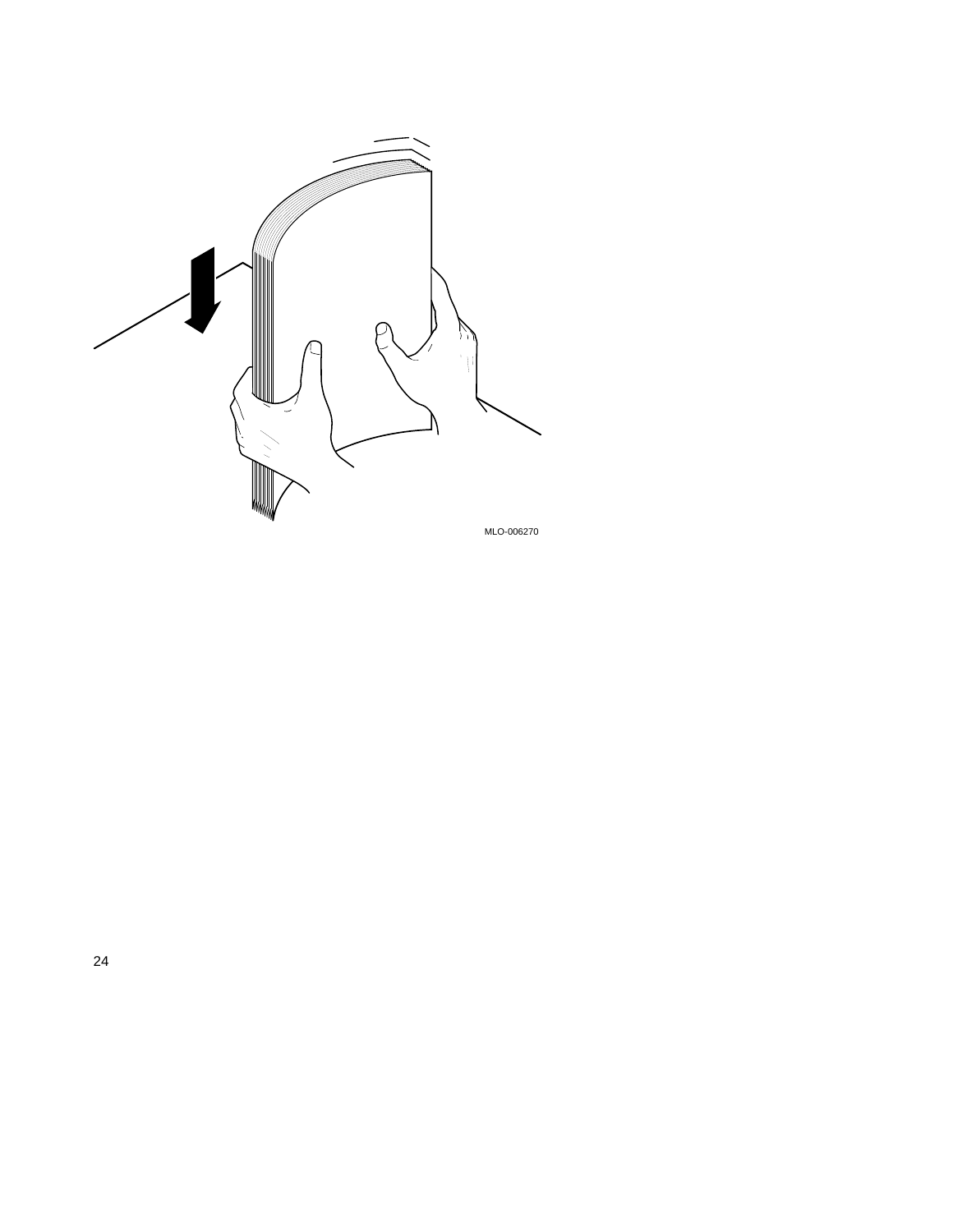MLO-006270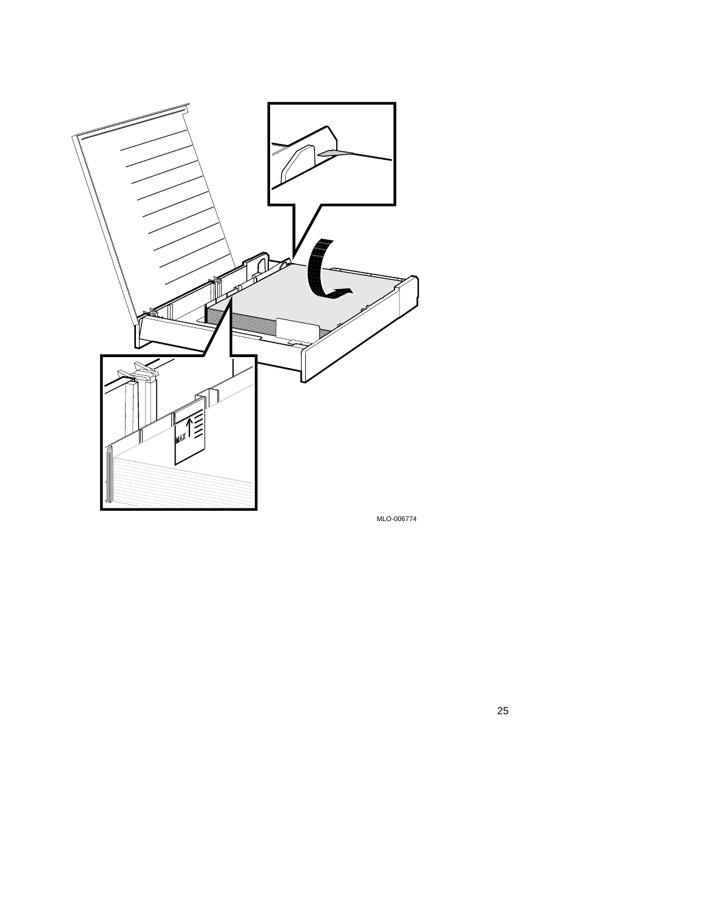MLO-006774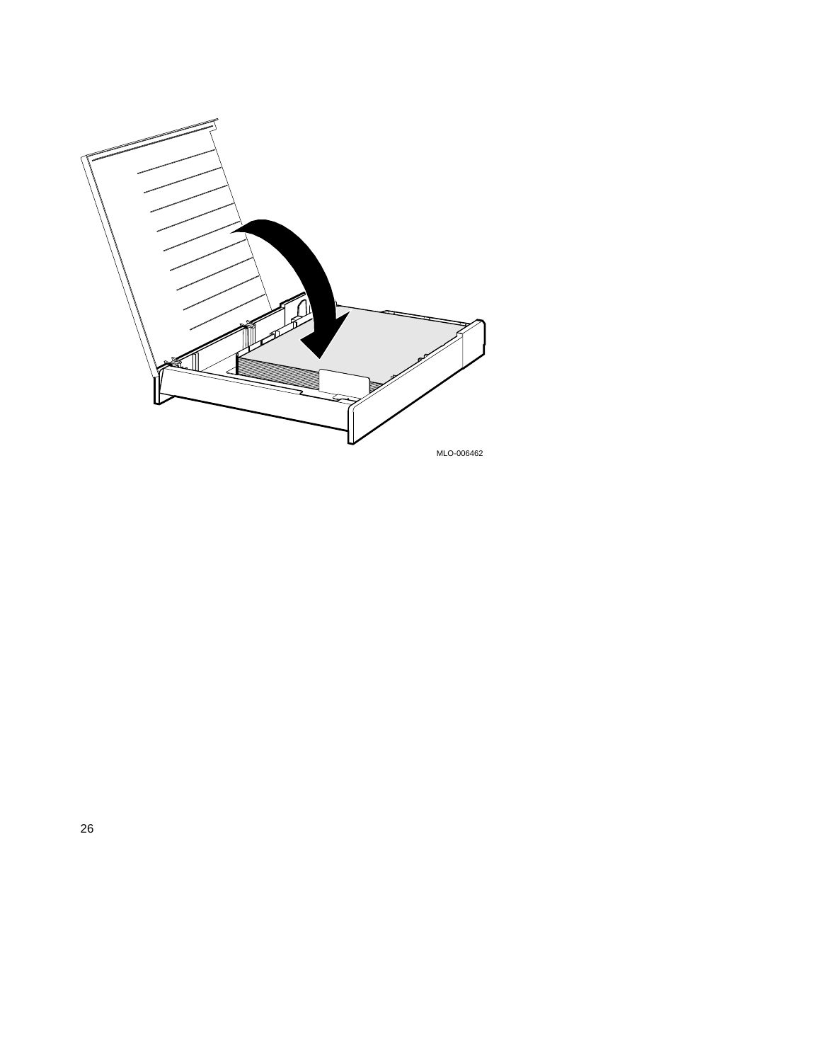MLO-006462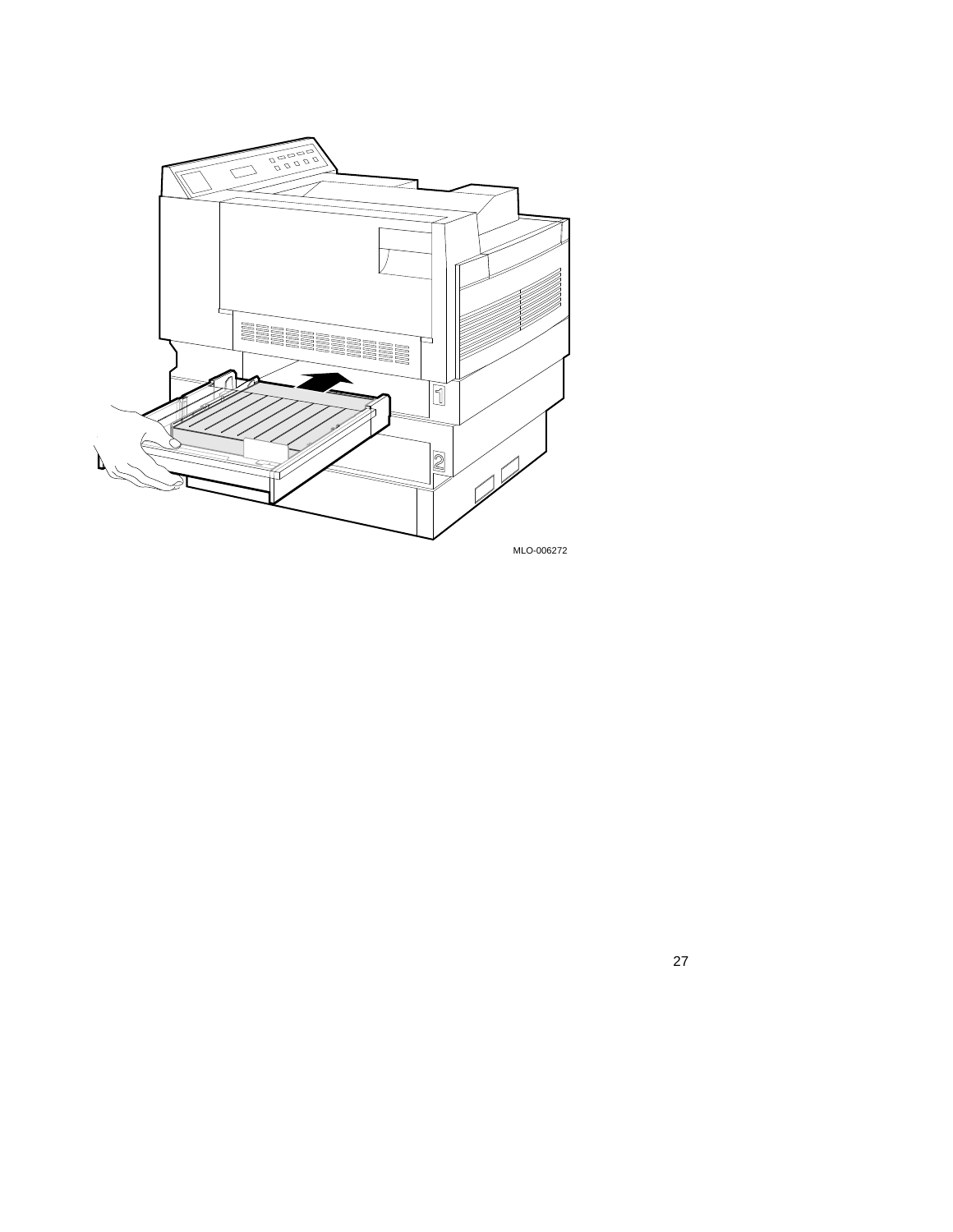MLO-006272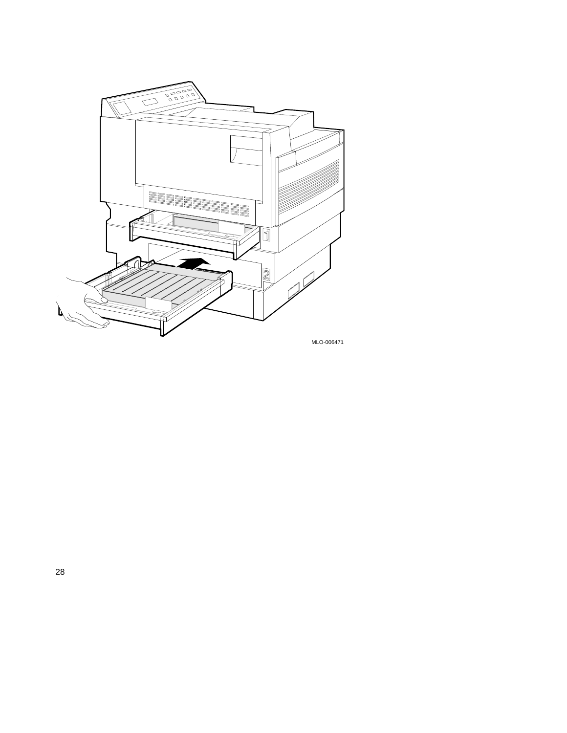MLO-006471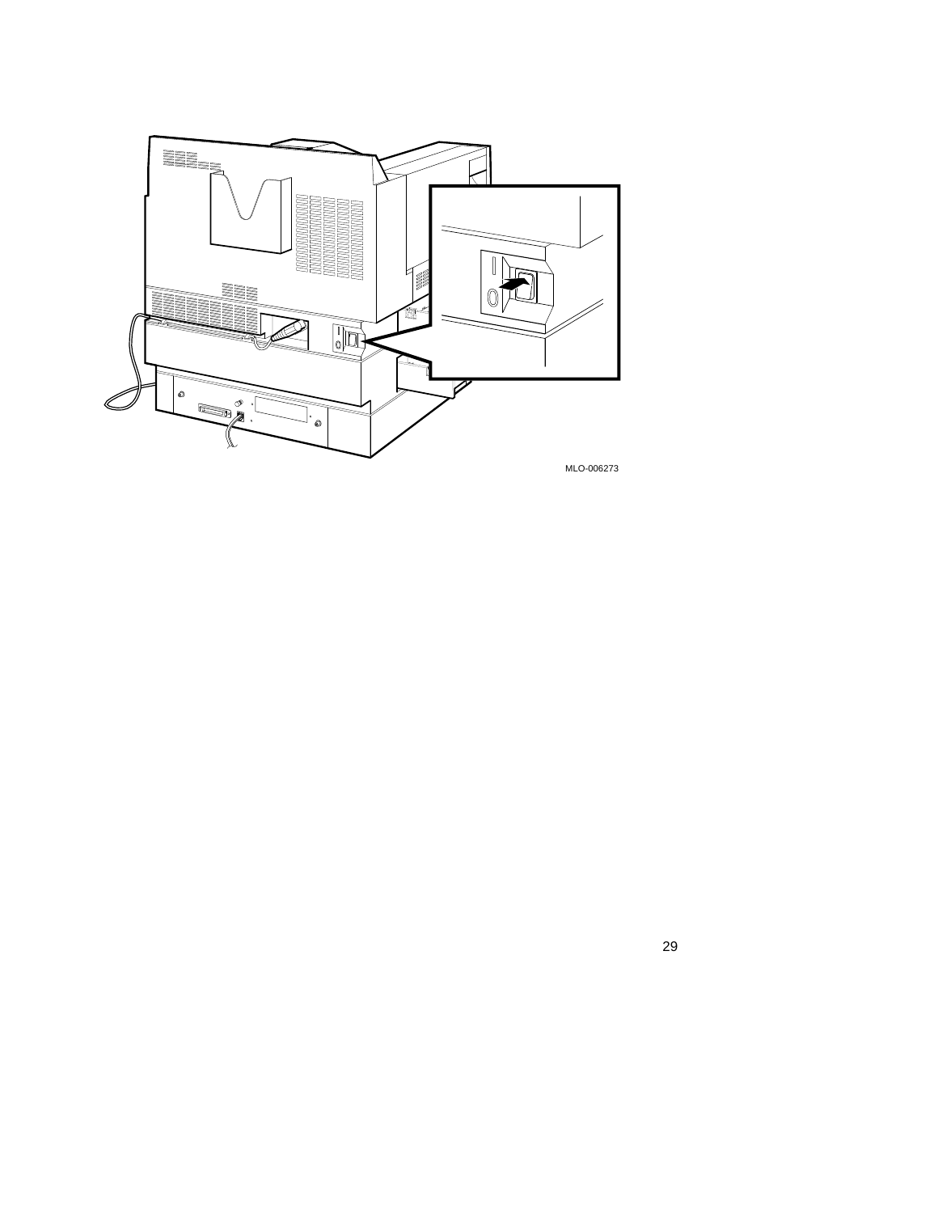MLO-006273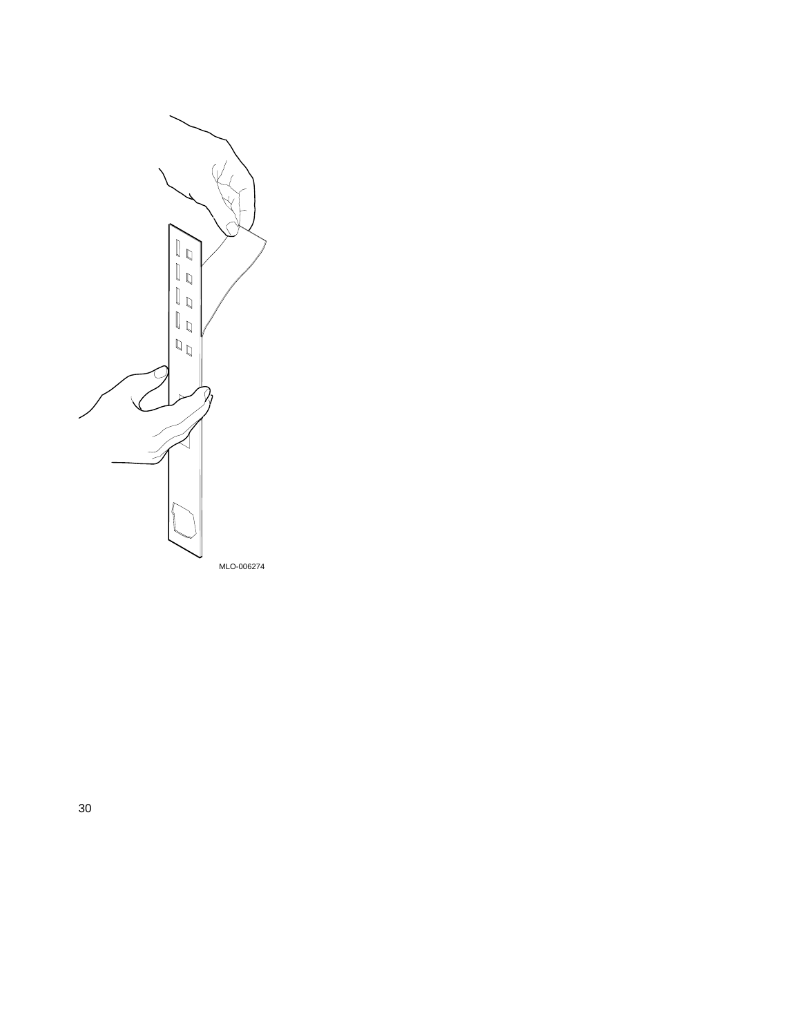MLO-006274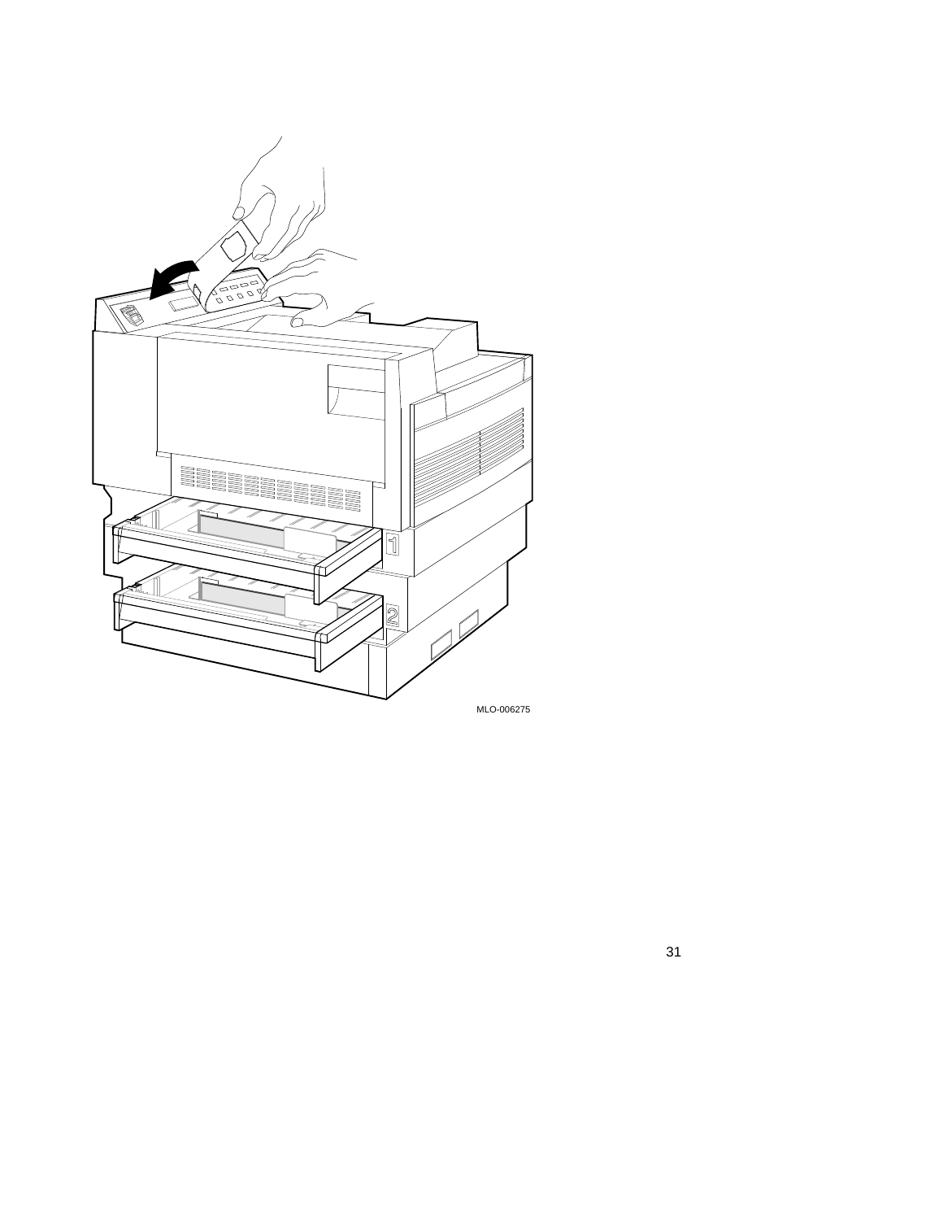MLO-006275